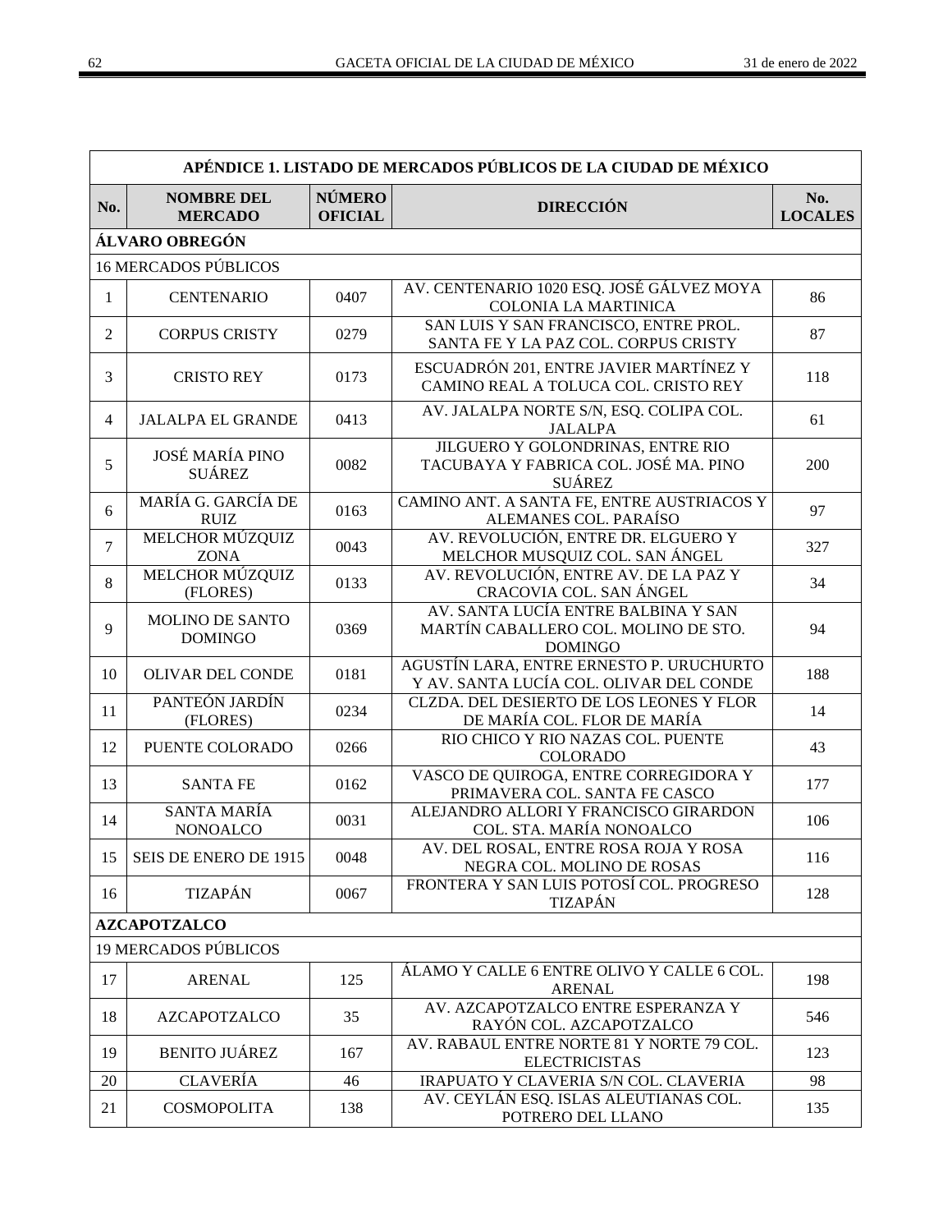| APÉNDICE 1. LISTADO DE MERCADOS PÚBLICOS DE LA CIUDAD DE MÉXICO | | | | |
|---|---|---|---|---|
| **No.** | **NOMBRE DEL MERCADO** | **NÚMERO OFICIAL** | **DIRECCIÓN** | **No. LOCALES** |
| **ÁLVARO OBREGÓN** | | | | |
| 16 MERCADOS PÚBLICOS | | | | |
| 1 | CENTENARIO | 0407 | AV. CENTENARIO 1020 ESQ. JOSÉ GÁLVEZ MOYA COLONIA LA MARTINICA | 86 |
| 2 | CORPUS CRISTY | 0279 | SAN LUIS Y SAN FRANCISCO, ENTRE PROL. SANTA FE Y LA PAZ COL. CORPUS CRISTY | 87 |
| 3 | CRISTO REY | 0173 | ESCUADRÓN 201, ENTRE JAVIER MARTÍNEZ Y CAMINO REAL A TOLUCA COL. CRISTO REY | 118 |
| 4 | JALALPA EL GRANDE | 0413 | AV. JALALPA NORTE S/N, ESQ. COLIPA COL. JALALPA | 61 |
| 5 | JOSÉ MARÍA PINO SUÁREZ | 0082 | JILGUERO Y GOLONDRINAS, ENTRE RIO TACUBAYA Y FABRICA COL. JOSÉ MA. PINO SUÁREZ | 200 |
| 6 | MARÍA G. GARCÍA DE RUIZ | 0163 | CAMINO ANT. A SANTA FE, ENTRE AUSTRIACOS Y ALEMANES COL. PARAÍSO | 97 |
| 7 | MELCHOR MÚZQUIZ ZONA | 0043 | AV. REVOLUCIÓN, ENTRE DR. ELGUERO Y MELCHOR MUSQUIZ COL. SAN ÁNGEL | 327 |
| 8 | MELCHOR MÚZQUIZ (FLORES) | 0133 | AV. REVOLUCIÓN, ENTRE AV. DE LA PAZ Y CRACOVIA COL. SAN ÁNGEL | 34 |
| 9 | MOLINO DE SANTO DOMINGO | 0369 | AV. SANTA LUCÍA ENTRE BALBINA Y SAN MARTÍN CABALLERO COL. MOLINO DE STO. DOMINGO | 94 |
| 10 | OLIVAR DEL CONDE | 0181 | AGUSTÍN LARA, ENTRE ERNESTO P. URUCHURTO Y AV. SANTA LUCÍA COL. OLIVAR DEL CONDE | 188 |
| 11 | PANTEÓN JARDÍN (FLORES) | 0234 | CLZDA. DEL DESIERTO DE LOS LEONES Y FLOR DE MARÍA COL. FLOR DE MARÍA | 14 |
| 12 | PUENTE COLORADO | 0266 | RIO CHICO Y RIO NAZAS COL. PUENTE COLORADO | 43 |
| 13 | SANTA FE | 0162 | VASCO DE QUIROGA, ENTRE CORREGIDORA Y PRIMAVERA COL. SANTA FE CASCO | 177 |
| 14 | SANTA MARÍA NONOALCO | 0031 | ALEJANDRO ALLORI Y FRANCISCO GIRARDON COL. STA. MARÍA NONOALCO | 106 |
| 15 | SEIS DE ENERO DE 1915 | 0048 | AV. DEL ROSAL, ENTRE ROSA ROJA Y ROSA NEGRA COL. MOLINO DE ROSAS | 116 |
| 16 | TIZAPÁN | 0067 | FRONTERA Y SAN LUIS POTOSÍ COL. PROGRESO TIZAPÁN | 128 |
| **AZCAPOTZALCO** | | | | |
| 19 MERCADOS PÚBLICOS | | | | |
| 17 | ARENAL | 125 | ÁLAMO Y CALLE 6 ENTRE OLIVO Y CALLE 6 COL. ARENAL | 198 |
| 18 | AZCAPOTZALCO | 35 | AV. AZCAPOTZALCO ENTRE ESPERANZA Y RAYÓN COL. AZCAPOTZALCO | 546 |
| 19 | BENITO JUÁREZ | 167 | AV. RABAUL ENTRE NORTE 81 Y NORTE 79 COL. ELECTRICISTAS | 123 |
| 20 | CLAVERÍA | 46 | IRAPUATO Y CLAVERIA S/N COL. CLAVERIA | 98 |
| 21 | COSMOPOLITA | 138 | AV. CEYLÁN ESQ. ISLAS ALEUTIANAS COL. POTRERO DEL LLANO | 135 |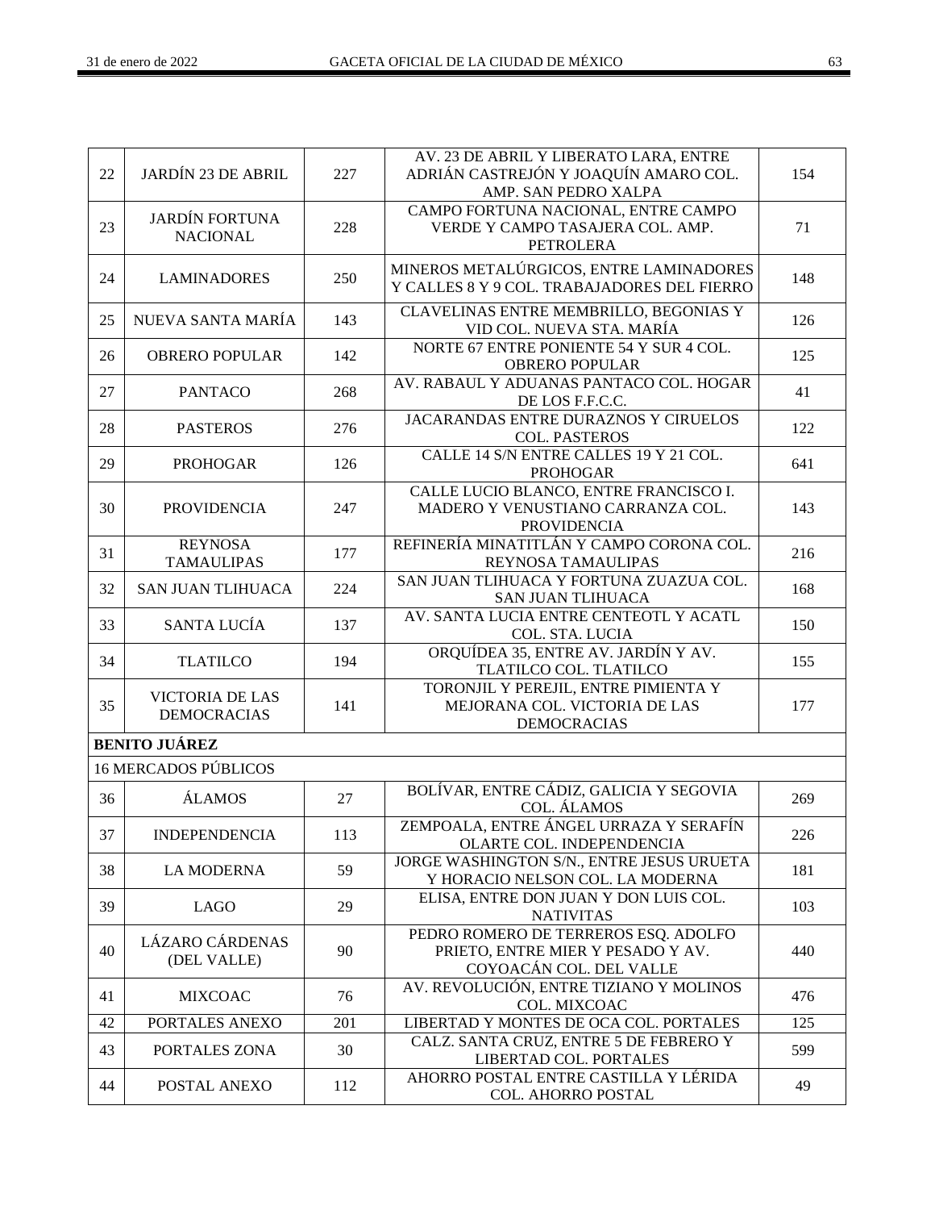| | | | | |
|---|---|---|---|---|
| 22 | JARDÍN 23 DE ABRIL | 227 | AV. 23 DE ABRIL Y LIBERATO LARA, ENTRE ADRIÁN CASTREJÓN Y JOAQUÍN AMARO COL. AMP. SAN PEDRO XALPA | 154 |
| 23 | JARDÍN FORTUNA NACIONAL | 228 | CAMPO FORTUNA NACIONAL, ENTRE CAMPO VERDE Y CAMPO TASAJERA COL. AMP. PETROLERA | 71 |
| 24 | LAMINADORES | 250 | MINEROS METALÚRGICOS, ENTRE LAMINADORES Y CALLES 8 Y 9 COL. TRABAJADORES DEL FIERRO | 148 |
| 25 | NUEVA SANTA MARÍA | 143 | CLAVELINAS ENTRE MEMBRILLO, BEGONIAS Y VID COL. NUEVA STA. MARÍA | 126 |
| 26 | OBRERO POPULAR | 142 | NORTE 67 ENTRE PONIENTE 54 Y SUR 4 COL. OBRERO POPULAR | 125 |
| 27 | PANTACO | 268 | AV. RABAUL Y ADUANAS PANTACO COL. HOGAR DE LOS F.F.C.C. | 41 |
| 28 | PASTEROS | 276 | JACARANDAS ENTRE DURAZNOS Y CIRUELOS COL. PASTEROS | 122 |
| 29 | PROHOGAR | 126 | CALLE 14 S/N ENTRE CALLES 19 Y 21 COL. PROHOGAR | 641 |
| 30 | PROVIDENCIA | 247 | CALLE LUCIO BLANCO, ENTRE FRANCISCO I. MADERO Y VENUSTIANO CARRANZA COL. PROVIDENCIA | 143 |
| 31 | REYNOSA TAMAULIPAS | 177 | REFINERÍA MINATITLÁN Y CAMPO CORONA COL. REYNOSA TAMAULIPAS | 216 |
| 32 | SAN JUAN TLIHUACA | 224 | SAN JUAN TLIHUACA Y FORTUNA ZUAZUA COL. SAN JUAN TLIHUACA | 168 |
| 33 | SANTA LUCÍA | 137 | AV. SANTA LUCIA ENTRE CENTEOTL Y ACATL COL. STA. LUCIA | 150 |
| 34 | TLATILCO | 194 | ORQUÍDEA 35, ENTRE AV. JARDÍN Y AV. TLATILCO COL. TLATILCO | 155 |
| 35 | VICTORIA DE LAS DEMOCRACIAS | 141 | TORONJIL Y PEREJIL, ENTRE PIMIENTA Y MEJORANA COL. VICTORIA DE LAS DEMOCRACIAS | 177 |
| **BENITO JUÁREZ** | | | | |
| 16 MERCADOS PÚBLICOS | | | | |
| 36 | ÁLAMOS | 27 | BOLÍVAR, ENTRE CÁDIZ, GALICIA Y SEGOVIA COL. ÁLAMOS | 269 |
| 37 | INDEPENDENCIA | 113 | ZEMPOALA, ENTRE ÁNGEL URRAZA Y SERAFÍN OLARTE COL. INDEPENDENCIA | 226 |
| 38 | LA MODERNA | 59 | JORGE WASHINGTON S/N., ENTRE JESUS URUETA Y HORACIO NELSON COL. LA MODERNA | 181 |
| 39 | LAGO | 29 | ELISA, ENTRE DON JUAN Y DON LUIS COL. NATIVITAS | 103 |
| 40 | LÁZARO CÁRDENAS (DEL VALLE) | 90 | PEDRO ROMERO DE TERREROS ESQ. ADOLFO PRIETO, ENTRE MIER Y PESADO Y AV. COYOACÁN COL. DEL VALLE | 440 |
| 41 | MIXCOAC | 76 | AV. REVOLUCIÓN, ENTRE TIZIANO Y MOLINOS COL. MIXCOAC | 476 |
| 42 | PORTALES ANEXO | 201 | LIBERTAD Y MONTES DE OCA COL. PORTALES | 125 |
| 43 | PORTALES ZONA | 30 | CALZ. SANTA CRUZ, ENTRE 5 DE FEBRERO Y LIBERTAD COL. PORTALES | 599 |
| 44 | POSTAL ANEXO | 112 | AHORRO POSTAL ENTRE CASTILLA Y LÉRIDA COL. AHORRO POSTAL | 49 |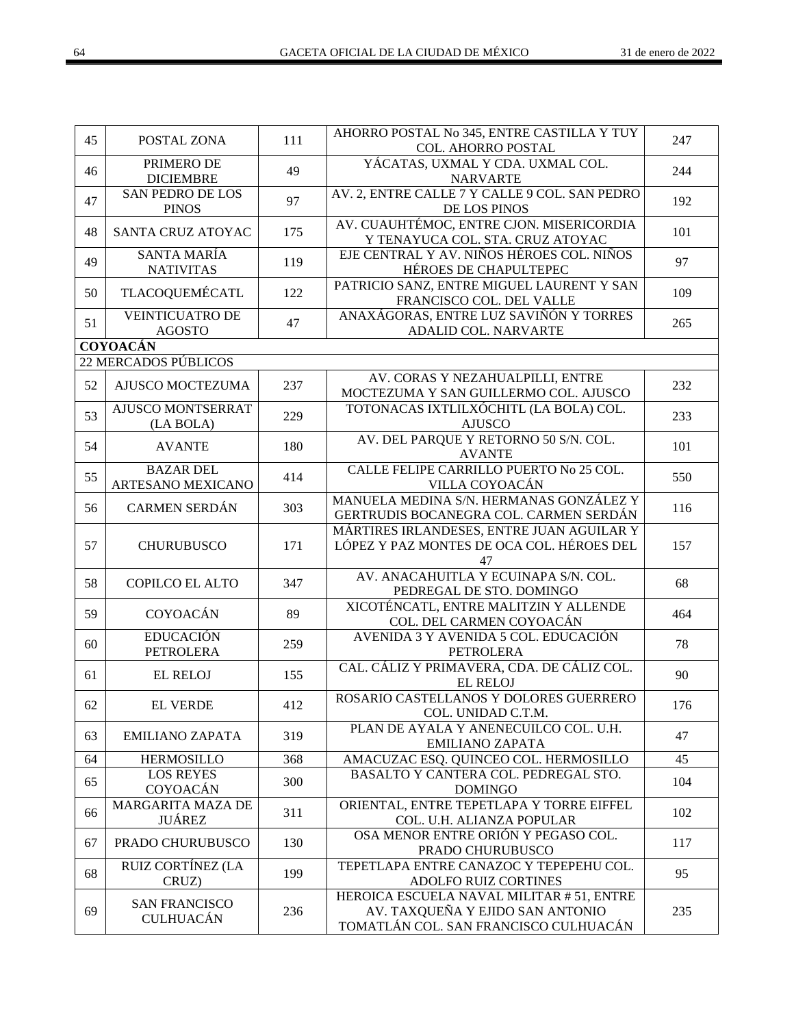| 45 | POSTAL ZONA | 111 | AHORRO POSTAL No 345, ENTRE CASTILLA Y TUY COL. AHORRO POSTAL | 247 |
|---|---|---|---|---|
| 46 | PRIMERO DE DICIEMBRE | 49 | YÁCATAS, UXMAL Y CDA. UXMAL COL. NARVARTE | 244 |
| 47 | SAN PEDRO DE LOS PINOS | 97 | AV. 2, ENTRE CALLE 7 Y CALLE 9 COL. SAN PEDRO DE LOS PINOS | 192 |
| 48 | SANTA CRUZ ATOYAC | 175 | AV. CUAUHTÉMOC, ENTRE CJON. MISERICORDIA Y TENAYUCA COL. STA. CRUZ ATOYAC | 101 |
| 49 | SANTA MARÍA NATIVITAS | 119 | EJE CENTRAL Y AV. NIÑOS HÉROES COL. NIÑOS HÉROES DE CHAPULTEPEC | 97 |
| 50 | TLACOQUEMÉCATL | 122 | PATRICIO SANZ, ENTRE MIGUEL LAURENT Y SAN FRANCISCO COL. DEL VALLE | 109 |
| 51 | VEINTICUATRO DE AGOSTO | 47 | ANAXÁGORAS, ENTRE LUZ SAVIÑÓN Y TORRES ADALID COL. NARVARTE | 265 |
| **COYOACÁN** | | | | |
| 22 MERCADOS PÚBLICOS | | | | |
| 52 | AJUSCO MOCTEZUMA | 237 | AV. CORAS Y NEZAHUALPILLI, ENTRE MOCTEZUMA Y SAN GUILLERMO COL. AJUSCO | 232 |
| 53 | AJUSCO MONTSERRAT (LA BOLA) | 229 | TOTONACAS IXTLILXÓCHITL (LA BOLA) COL. AJUSCO | 233 |
| 54 | AVANTE | 180 | AV. DEL PARQUE Y RETORNO 50 S/N. COL. AVANTE | 101 |
| 55 | BAZAR DEL ARTESANO MEXICANO | 414 | CALLE FELIPE CARRILLO PUERTO No 25 COL. VILLA COYOACÁN | 550 |
| 56 | CARMEN SERDÁN | 303 | MANUELA MEDINA S/N. HERMANAS GONZÁLEZ Y GERTRUDIS BOCANEGRA COL. CARMEN SERDÁN | 116 |
| 57 | CHURUBUSCO | 171 | MÁRTIRES IRLANDESES, ENTRE JUAN AGUILAR Y LÓPEZ Y PAZ MONTES DE OCA COL. HÉROES DEL 47 | 157 |
| 58 | COPILCO EL ALTO | 347 | AV. ANACAHUITLA Y ECUINAPA S/N. COL. PEDREGAL DE STO. DOMINGO | 68 |
| 59 | COYOACÁN | 89 | XICOTÉNCATL, ENTRE MALITZIN Y ALLENDE COL. DEL CARMEN COYOACÁN | 464 |
| 60 | EDUCACIÓN PETROLERA | 259 | AVENIDA 3 Y AVENIDA 5 COL. EDUCACIÓN PETROLERA | 78 |
| 61 | EL RELOJ | 155 | CAL. CÁLIZ Y PRIMAVERA, CDA. DE CÁLIZ COL. EL RELOJ | 90 |
| 62 | EL VERDE | 412 | ROSARIO CASTELLANOS Y DOLORES GUERRERO COL. UNIDAD C.T.M. | 176 |
| 63 | EMILIANO ZAPATA | 319 | PLAN DE AYALA Y ANENECUILCO COL. U.H. EMILIANO ZAPATA | 47 |
| 64 | HERMOSILLO | 368 | AMACUZAC ESQ. QUINCEO COL. HERMOSILLO | 45 |
| 65 | LOS REYES COYOACÁN | 300 | BASALTO Y CANTERA COL. PEDREGAL STO. DOMINGO | 104 |
| 66 | MARGARITA MAZA DE JUÁREZ | 311 | ORIENTAL, ENTRE TEPETLAPA Y TORRE EIFFEL COL. U.H. ALIANZA POPULAR | 102 |
| 67 | PRADO CHURUBUSCO | 130 | OSA MENOR ENTRE ORIÓN Y PEGASO COL. PRADO CHURUBUSCO | 117 |
| 68 | RUIZ CORTÍNEZ (LA CRUZ) | 199 | TEPETLAPA ENTRE CANAZOC Y TEPEPEHU COL. ADOLFO RUIZ CORTINES | 95 |
| 69 | SAN FRANCISCO CULHUACÁN | 236 | HEROICA ESCUELA NAVAL MILITAR # 51, ENTRE AV. TAXQUEÑA Y EJIDO SAN ANTONIO TOMATLÁN COL. SAN FRANCISCO CULHUACÁN | 235 |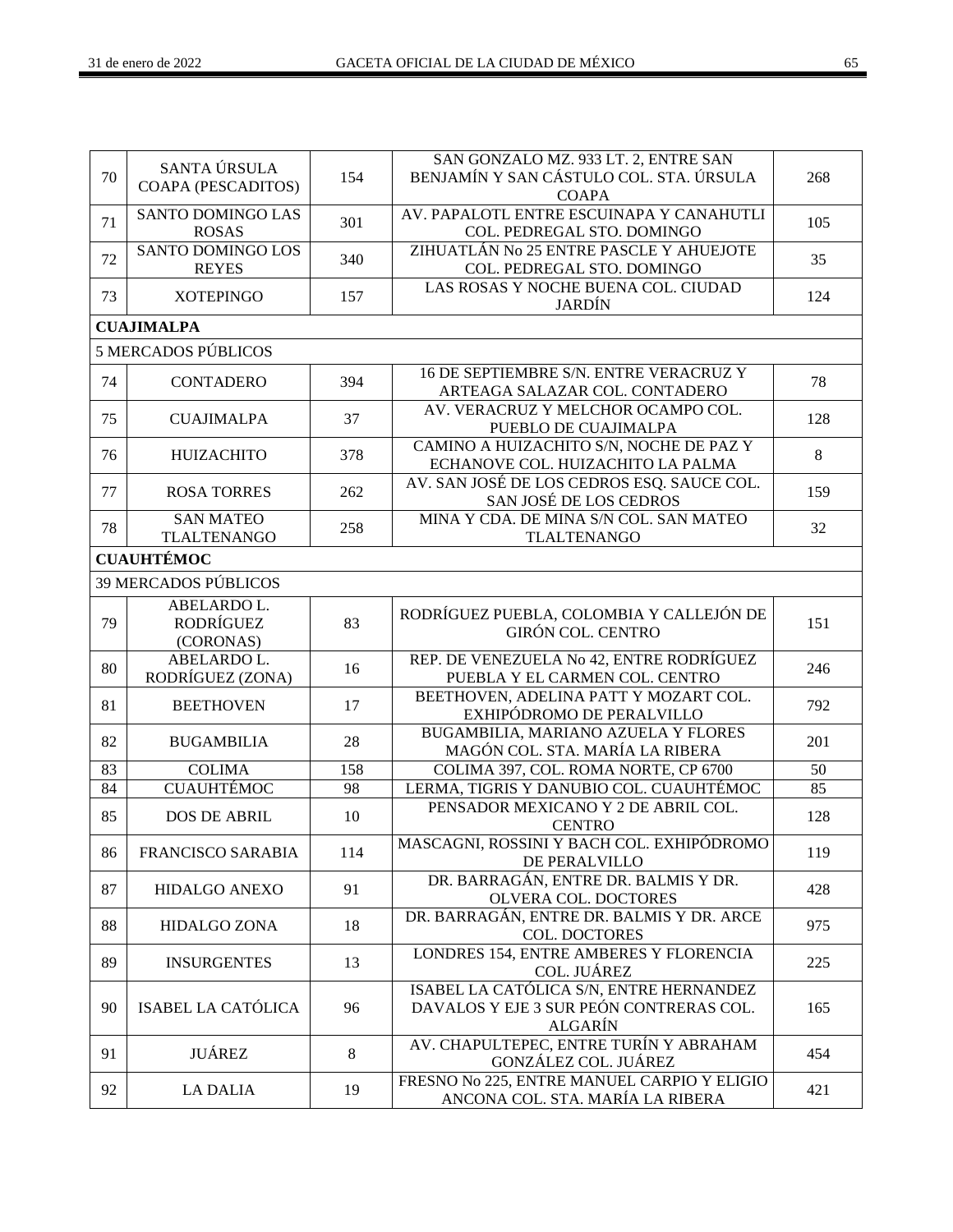| | | | | |
|---|---|---|---|---|
| 70 | SANTA ÚRSULA COAPA (PESCADITOS) | 154 | SAN GONZALO MZ. 933 LT. 2, ENTRE SAN BENJAMÍN Y SAN CÁSTULO COL. STA. ÚRSULA COAPA | 268 |
| 71 | SANTO DOMINGO LAS ROSAS | 301 | AV. PAPALOTL ENTRE ESCUINAPA Y CANAHUTLI COL. PEDREGAL STO. DOMINGO | 105 |
| 72 | SANTO DOMINGO LOS REYES | 340 | ZIHUATLÁN No 25 ENTRE PASCLE Y AHUEJOTE COL. PEDREGAL STO. DOMINGO | 35 |
| 73 | XOTEPINGO | 157 | LAS ROSAS Y NOCHE BUENA COL. CIUDAD JARDÍN | 124 |
| **CUAJIMALPA** | | | | |
| 5 MERCADOS PÚBLICOS | | | | |
| 74 | CONTADERO | 394 | 16 DE SEPTIEMBRE S/N. ENTRE VERACRUZ Y ARTEAGA SALAZAR COL. CONTADERO | 78 |
| 75 | CUAJIMALPA | 37 | AV. VERACRUZ Y MELCHOR OCAMPO COL. PUEBLO DE CUAJIMALPA | 128 |
| 76 | HUIZACHITO | 378 | CAMINO A HUIZACHITO S/N, NOCHE DE PAZ Y ECHANOVE COL. HUIZACHITO LA PALMA | 8 |
| 77 | ROSA TORRES | 262 | AV. SAN JOSÉ DE LOS CEDROS ESQ. SAUCE COL. SAN JOSÉ DE LOS CEDROS | 159 |
| 78 | SAN MATEO TLALTENANGO | 258 | MINA Y CDA. DE MINA S/N COL. SAN MATEO TLALTENANGO | 32 |
| **CUAUHTÉMOC** | | | | |
| 39 MERCADOS PÚBLICOS | | | | |
| 79 | ABELARDO L. RODRÍGUEZ (CORONAS) | 83 | RODRÍGUEZ PUEBLA, COLOMBIA Y CALLEJÓN DE GIRÓN COL. CENTRO | 151 |
| 80 | ABELARDO L. RODRÍGUEZ (ZONA) | 16 | REP. DE VENEZUELA No 42, ENTRE RODRÍGUEZ PUEBLA Y EL CARMEN COL. CENTRO | 246 |
| 81 | BEETHOVEN | 17 | BEETHOVEN, ADELINA PATT Y MOZART COL. EXHIPÓDROMO DE PERALVILLO | 792 |
| 82 | BUGAMBILIA | 28 | BUGAMBILIA, MARIANO AZUELA Y FLORES MAGÓN COL. STA. MARÍA LA RIBERA | 201 |
| 83 | COLIMA | 158 | COLIMA 397, COL. ROMA NORTE, CP 6700 | 50 |
| 84 | CUAUHTÉMOC | 98 | LERMA, TIGRIS Y DANUBIO COL. CUAUHTÉMOC | 85 |
| 85 | DOS DE ABRIL | 10 | PENSADOR MEXICANO Y 2 DE ABRIL COL. CENTRO | 128 |
| 86 | FRANCISCO SARABIA | 114 | MASCAGNI, ROSSINI Y BACH COL. EXHIPÓDROMO DE PERALVILLO | 119 |
| 87 | HIDALGO ANEXO | 91 | DR. BARRAGÁN, ENTRE DR. BALMIS Y DR. OLVERA COL. DOCTORES | 428 |
| 88 | HIDALGO ZONA | 18 | DR. BARRAGÁN, ENTRE DR. BALMIS Y DR. ARCE COL. DOCTORES | 975 |
| 89 | INSURGENTES | 13 | LONDRES 154, ENTRE AMBERES Y FLORENCIA COL. JUÁREZ | 225 |
| 90 | ISABEL LA CATÓLICA | 96 | ISABEL LA CATÓLICA S/N, ENTRE HERNANDEZ DAVALOS Y EJE 3 SUR PEÓN CONTRERAS COL. ALGARÍN | 165 |
| 91 | JUÁREZ | 8 | AV. CHAPULTEPEC, ENTRE TURÍN Y ABRAHAM GONZÁLEZ COL. JUÁREZ | 454 |
| 92 | LA DALIA | 19 | FRESNO No 225, ENTRE MANUEL CARPIO Y ELIGIO ANCONA COL. STA. MARÍA LA RIBERA | 421 |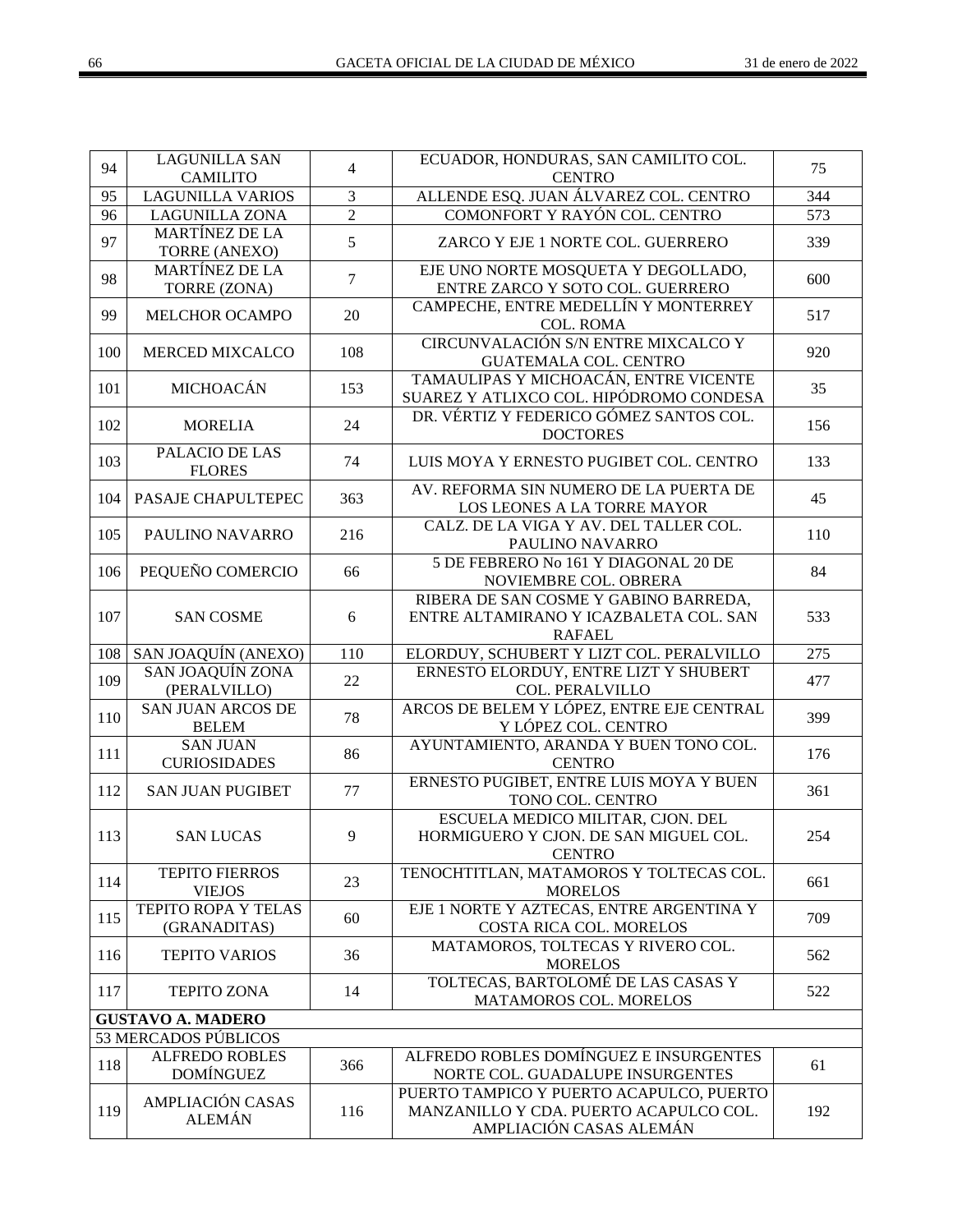| | | | | |
|---|---|---|---|---|
| 94 | LAGUNILLA SAN CAMILITO | 4 | ECUADOR, HONDURAS, SAN CAMILITO COL. CENTRO | 75 |
| 95 | LAGUNILLA VARIOS | 3 | ALLENDE ESQ. JUAN ÁLVAREZ COL. CENTRO | 344 |
| 96 | LAGUNILLA ZONA | 2 | COMONFORT Y RAYÓN COL. CENTRO | 573 |
| 97 | MARTÍNEZ DE LA TORRE (ANEXO) | 5 | ZARCO Y EJE 1 NORTE COL. GUERRERO | 339 |
| 98 | MARTÍNEZ DE LA TORRE (ZONA) | 7 | EJE UNO NORTE MOSQUETA Y DEGOLLADO, ENTRE ZARCO Y SOTO COL. GUERRERO | 600 |
| 99 | MELCHOR OCAMPO | 20 | CAMPECHE, ENTRE MEDELLÍN Y MONTERREY COL. ROMA | 517 |
| 100 | MERCED MIXCALCO | 108 | CIRCUNVALACIÓN S/N ENTRE MIXCALCO Y GUATEMALA COL. CENTRO | 920 |
| 101 | MICHOACÁN | 153 | TAMAULIPAS Y MICHOACÁN, ENTRE VICENTE SUAREZ Y ATLIXCO COL. HIPÓDROMO CONDESA | 35 |
| 102 | MORELIA | 24 | DR. VÉRTIZ Y FEDERICO GÓMEZ SANTOS COL. DOCTORES | 156 |
| 103 | PALACIO DE LAS FLORES | 74 | LUIS MOYA Y ERNESTO PUGIBET COL. CENTRO | 133 |
| 104 | PASAJE CHAPULTEPEC | 363 | AV. REFORMA SIN NUMERO DE LA PUERTA DE LOS LEONES A LA TORRE MAYOR | 45 |
| 105 | PAULINO NAVARRO | 216 | CALZ. DE LA VIGA Y AV. DEL TALLER COL. PAULINO NAVARRO | 110 |
| 106 | PEQUEÑO COMERCIO | 66 | 5 DE FEBRERO No 161 Y DIAGONAL 20 DE NOVIEMBRE COL. OBRERA | 84 |
| 107 | SAN COSME | 6 | RIBERA DE SAN COSME Y GABINO BARREDA, ENTRE ALTAMIRANO Y ICAZBALETA COL. SAN RAFAEL | 533 |
| 108 | SAN JOAQUÍN (ANEXO) | 110 | ELORDUY, SCHUBERT Y LIZT COL. PERALVILLO | 275 |
| 109 | SAN JOAQUÍN ZONA (PERALVILLO) | 22 | ERNESTO ELORDUY, ENTRE LIZT Y SHUBERT COL. PERALVILLO | 477 |
| 110 | SAN JUAN ARCOS DE BELEM | 78 | ARCOS DE BELEM Y LÓPEZ, ENTRE EJE CENTRAL Y LÓPEZ COL. CENTRO | 399 |
| 111 | SAN JUAN CURIOSIDADES | 86 | AYUNTAMIENTO, ARANDA Y BUEN TONO COL. CENTRO | 176 |
| 112 | SAN JUAN PUGIBET | 77 | ERNESTO PUGIBET, ENTRE LUIS MOYA Y BUEN TONO COL. CENTRO | 361 |
| 113 | SAN LUCAS | 9 | ESCUELA MEDICO MILITAR, CJON. DEL HORMIGUERO Y CJON. DE SAN MIGUEL COL. CENTRO | 254 |
| 114 | TEPITO FIERROS VIEJOS | 23 | TENOCHTITLAN, MATAMOROS Y TOLTECAS COL. MORELOS | 661 |
| 115 | TEPITO ROPA Y TELAS (GRANADITAS) | 60 | EJE 1 NORTE Y AZTECAS, ENTRE ARGENTINA Y COSTA RICA COL. MORELOS | 709 |
| 116 | TEPITO VARIOS | 36 | MATAMOROS, TOLTECAS Y RIVERO COL. MORELOS | 562 |
| 117 | TEPITO ZONA | 14 | TOLTECAS, BARTOLOMÉ DE LAS CASAS Y MATAMOROS COL. MORELOS | 522 |
| **GUSTAVO A. MADERO** | | | | |
| 53 MERCADOS PÚBLICOS | | | | |
| 118 | ALFREDO ROBLES DOMÍNGUEZ | 366 | ALFREDO ROBLES DOMÍNGUEZ E INSURGENTES NORTE COL. GUADALUPE INSURGENTES | 61 |
| 119 | AMPLIACIÓN CASAS ALEMÁN | 116 | PUERTO TAMPICO Y PUERTO ACAPULCO, PUERTO MANZANILLO Y CDA. PUERTO ACAPULCO COL. AMPLIACIÓN CASAS ALEMÁN | 192 |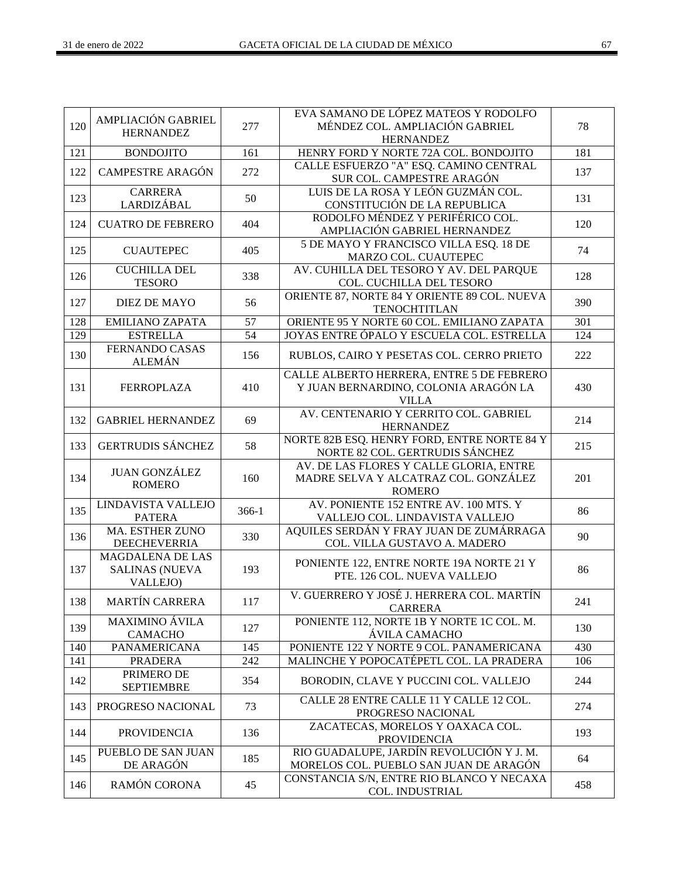| 120 | AMPLIACIÓN GABRIEL HERNANDEZ | 277 | EVA SAMANO DE LÓPEZ MATEOS Y RODOLFO MÉNDEZ COL. AMPLIACIÓN GABRIEL HERNANDEZ | 78 |
|---|---|---|---|---|
| 121 | BONDOJITO | 161 | HENRY FORD Y NORTE 72A COL. BONDOJITO | 181 |
| 122 | CAMPESTRE ARAGÓN | 272 | CALLE ESFUERZO "A" ESQ. CAMINO CENTRAL SUR COL. CAMPESTRE ARAGÓN | 137 |
| 123 | CARRERA LARDIZÁBAL | 50 | LUIS DE LA ROSA Y LEÓN GUZMÁN COL. CONSTITUCIÓN DE LA REPUBLICA | 131 |
| 124 | CUATRO DE FEBRERO | 404 | RODOLFO MÉNDEZ Y PERIFÉRICO COL. AMPLIACIÓN GABRIEL HERNANDEZ | 120 |
| 125 | CUAUTEPEC | 405 | 5 DE MAYO Y FRANCISCO VILLA ESQ. 18 DE MARZO COL. CUAUTEPEC | 74 |
| 126 | CUCHILLA DEL TESORO | 338 | AV. CUHILLA DEL TESORO Y AV. DEL PARQUE COL. CUCHILLA DEL TESORO | 128 |
| 127 | DIEZ DE MAYO | 56 | ORIENTE 87, NORTE 84 Y ORIENTE 89 COL. NUEVA TENOCHTITLAN | 390 |
| 128 | EMILIANO ZAPATA | 57 | ORIENTE 95 Y NORTE 60 COL. EMILIANO ZAPATA | 301 |
| 129 | ESTRELLA | 54 | JOYAS ENTRE ÓPALO Y ESCUELA COL. ESTRELLA | 124 |
| 130 | FERNANDO CASAS ALEMÁN | 156 | RUBLOS, CAIRO Y PESETAS COL. CERRO PRIETO | 222 |
| 131 | FERROPLAZA | 410 | CALLE ALBERTO HERRERA, ENTRE 5 DE FEBRERO Y JUAN BERNARDINO, COLONIA ARAGÓN LA VILLA | 430 |
| 132 | GABRIEL HERNANDEZ | 69 | AV. CENTENARIO Y CERRITO COL. GABRIEL HERNANDEZ | 214 |
| 133 | GERTRUDIS SÁNCHEZ | 58 | NORTE 82B ESQ. HENRY FORD, ENTRE NORTE 84 Y NORTE 82 COL. GERTRUDIS SÁNCHEZ | 215 |
| 134 | JUAN GONZÁLEZ ROMERO | 160 | AV. DE LAS FLORES Y CALLE GLORIA, ENTRE MADRE SELVA Y ALCATRAZ COL. GONZÁLEZ ROMERO | 201 |
| 135 | LINDAVISTA VALLEJO PATERA | 366-1 | AV. PONIENTE 152 ENTRE AV. 100 MTS. Y VALLEJO COL. LINDAVISTA VALLEJO | 86 |
| 136 | MA. ESTHER ZUNO DEECHEVERRIA | 330 | AQUILES SERDÁN Y FRAY JUAN DE ZUMÁRRAGA COL. VILLA GUSTAVO A. MADERO | 90 |
| 137 | MAGDALENA DE LAS SALINAS (NUEVA VALLEJO) | 193 | PONIENTE 122, ENTRE NORTE 19A NORTE 21 Y PTE. 126 COL. NUEVA VALLEJO | 86 |
| 138 | MARTÍN CARRERA | 117 | V. GUERRERO Y JOSÉ J. HERRERA COL. MARTÍN CARRERA | 241 |
| 139 | MAXIMINO ÁVILA CAMACHO | 127 | PONIENTE 112, NORTE 1B Y NORTE 1C COL. M. ÁVILA CAMACHO | 130 |
| 140 | PANAMERICANA | 145 | PONIENTE 122 Y NORTE 9 COL. PANAMERICANA | 430 |
| 141 | PRADERA | 242 | MALINCHE Y POPOCATÉPETL COL. LA PRADERA | 106 |
| 142 | PRIMERO DE SEPTIEMBRE | 354 | BORODIN, CLAVE Y PUCCINI COL. VALLEJO | 244 |
| 143 | PROGRESO NACIONAL | 73 | CALLE 28 ENTRE CALLE 11 Y CALLE 12 COL. PROGRESO NACIONAL | 274 |
| 144 | PROVIDENCIA | 136 | ZACATECAS, MORELOS Y OAXACA COL. PROVIDENCIA | 193 |
| 145 | PUEBLO DE SAN JUAN DE ARAGÓN | 185 | RIO GUADALUPE, JARDÍN REVOLUCIÓN Y J. M. MORELOS COL. PUEBLO SAN JUAN DE ARAGÓN | 64 |
| 146 | RAMÓN CORONA | 45 | CONSTANCIA S/N, ENTRE RIO BLANCO Y NECAXA COL. INDUSTRIAL | 458 |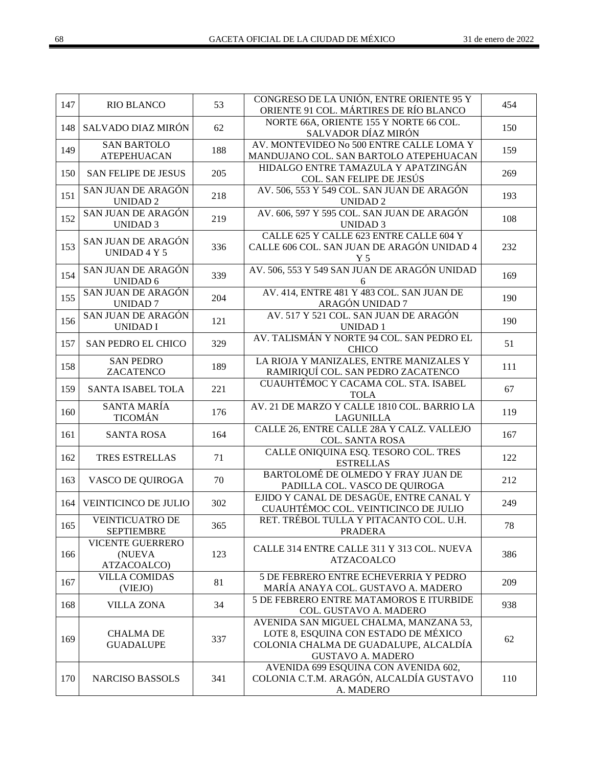| | | | | |
|---|---|---|---|---|
| 147 | RIO BLANCO | 53 | CONGRESO DE LA UNIÓN, ENTRE ORIENTE 95 Y ORIENTE 91 COL. MÁRTIRES DE RÍO BLANCO | 454 |
| 148 | SALVADO DIAZ MIRÓN | 62 | NORTE 66A, ORIENTE 155 Y NORTE 66 COL. SALVADOR DÍAZ MIRÓN | 150 |
| 149 | SAN BARTOLO ATEPEHUACAN | 188 | AV. MONTEVIDEO No 500 ENTRE CALLE LOMA Y MANDUJANO COL. SAN BARTOLO ATEPEHUACAN | 159 |
| 150 | SAN FELIPE DE JESUS | 205 | HIDALGO ENTRE TAMAZULA Y APATZINGÁN COL. SAN FELIPE DE JESÚS | 269 |
| 151 | SAN JUAN DE ARAGÓN UNIDAD 2 | 218 | AV. 506, 553 Y 549 COL. SAN JUAN DE ARAGÓN UNIDAD 2 | 193 |
| 152 | SAN JUAN DE ARAGÓN UNIDAD 3 | 219 | AV. 606, 597 Y 595 COL. SAN JUAN DE ARAGÓN UNIDAD 3 | 108 |
| 153 | SAN JUAN DE ARAGÓN UNIDAD 4 Y 5 | 336 | CALLE 625 Y CALLE 623 ENTRE CALLE 604 Y CALLE 606 COL. SAN JUAN DE ARAGÓN UNIDAD 4 Y 5 | 232 |
| 154 | SAN JUAN DE ARAGÓN UNIDAD 6 | 339 | AV. 506, 553 Y 549 SAN JUAN DE ARAGÓN UNIDAD 6 | 169 |
| 155 | SAN JUAN DE ARAGÓN UNIDAD 7 | 204 | AV. 414, ENTRE 481 Y 483 COL. SAN JUAN DE ARAGÓN UNIDAD 7 | 190 |
| 156 | SAN JUAN DE ARAGÓN UNIDAD I | 121 | AV. 517 Y 521 COL. SAN JUAN DE ARAGÓN UNIDAD 1 | 190 |
| 157 | SAN PEDRO EL CHICO | 329 | AV. TALISMÁN Y NORTE 94 COL. SAN PEDRO EL CHICO | 51 |
| 158 | SAN PEDRO ZACATENCO | 189 | LA RIOJA Y MANIZALES, ENTRE MANIZALES Y RAMIRIQUÍ COL. SAN PEDRO ZACATENCO | 111 |
| 159 | SANTA ISABEL TOLA | 221 | CUAUHTÉMOC Y CACAMA COL. STA. ISABEL TOLA | 67 |
| 160 | SANTA MARÍA TICOMÁN | 176 | AV. 21 DE MARZO Y CALLE 1810 COL. BARRIO LA LAGUNILLA | 119 |
| 161 | SANTA ROSA | 164 | CALLE 26, ENTRE CALLE 28A Y CALZ. VALLEJO COL. SANTA ROSA | 167 |
| 162 | TRES ESTRELLAS | 71 | CALLE ONIQUINA ESQ. TESORO COL. TRES ESTRELLAS | 122 |
| 163 | VASCO DE QUIROGA | 70 | BARTOLOMÉ DE OLMEDO Y FRAY JUAN DE PADILLA COL. VASCO DE QUIROGA | 212 |
| 164 | VEINTICINCO DE JULIO | 302 | EJIDO Y CANAL DE DESAGÜE, ENTRE CANAL Y CUAUHTÉMOC COL. VEINTICINCO DE JULIO | 249 |
| 165 | VEINTICUATRO DE SEPTIEMBRE | 365 | RET. TRÉBOL TULLA Y PITACANTO COL. U.H. PRADERA | 78 |
| 166 | VICENTE GUERRERO (NUEVA ATZACOALCO) | 123 | CALLE 314 ENTRE CALLE 311 Y 313 COL. NUEVA ATZACOALCO | 386 |
| 167 | VILLA COMIDAS (VIEJO) | 81 | 5 DE FEBRERO ENTRE ECHEVERRIA Y PEDRO MARÍA ANAYA COL. GUSTAVO A. MADERO | 209 |
| 168 | VILLA ZONA | 34 | 5 DE FEBRERO ENTRE MATAMOROS E ITURBIDE COL. GUSTAVO A. MADERO | 938 |
| 169 | CHALMA DE GUADALUPE | 337 | AVENIDA SAN MIGUEL CHALMA, MANZANA 53, LOTE 8, ESQUINA CON ESTADO DE MÉXICO COLONIA CHALMA DE GUADALUPE, ALCALDÍA GUSTAVO A. MADERO | 62 |
| 170 | NARCISO BASSOLS | 341 | AVENIDA 699 ESQUINA CON AVENIDA 602, COLONIA C.T.M. ARAGÓN, ALCALDÍA GUSTAVO A. MADERO | 110 |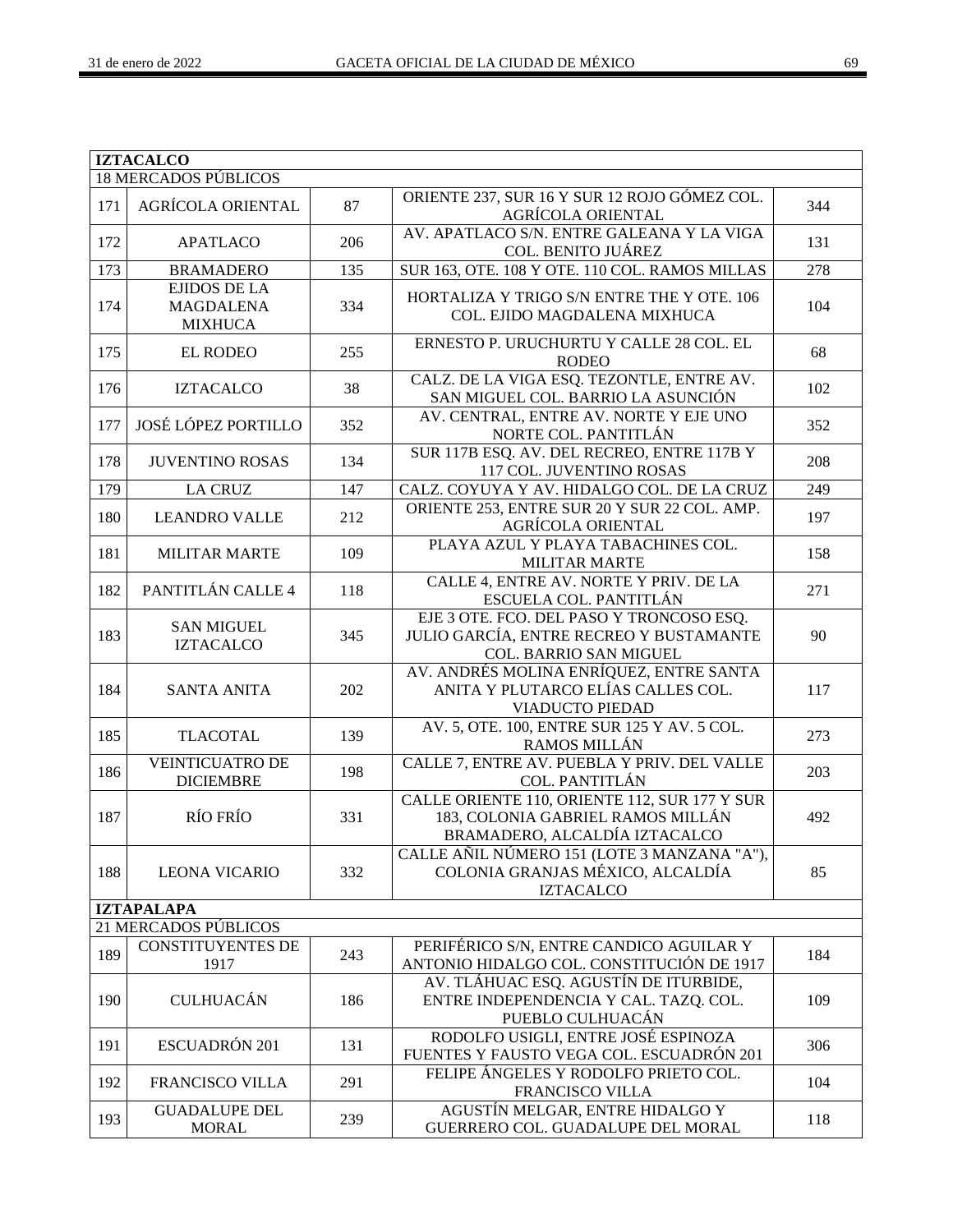| IZTACALCO | | | | |
|---|---|---|---|---|
| 18 MERCADOS PÚBLICOS | | | | |
| 171 | AGRÍCOLA ORIENTAL | 87 | ORIENTE 237, SUR 16 Y SUR 12 ROJO GÓMEZ COL. AGRÍCOLA ORIENTAL | 344 |
| 172 | APATLACO | 206 | AV. APATLACO S/N. ENTRE GALEANA Y LA VIGA COL. BENITO JUÁREZ | 131 |
| 173 | BRAMADERO | 135 | SUR 163, OTE. 108 Y OTE. 110 COL. RAMOS MILLAS | 278 |
| 174 | EJIDOS DE LA MAGDALENA MIXHUCA | 334 | HORTALIZA Y TRIGO S/N ENTRE THE Y OTE. 106 COL. EJIDO MAGDALENA MIXHUCA | 104 |
| 175 | EL RODEO | 255 | ERNESTO P. URUCHURTU Y CALLE 28 COL. EL RODEO | 68 |
| 176 | IZTACALCO | 38 | CALZ. DE LA VIGA ESQ. TEZONTLE, ENTRE AV. SAN MIGUEL COL. BARRIO LA ASUNCIÓN | 102 |
| 177 | JOSÉ LÓPEZ PORTILLO | 352 | AV. CENTRAL, ENTRE AV. NORTE Y EJE UNO NORTE COL. PANTITLÁN | 352 |
| 178 | JUVENTINO ROSAS | 134 | SUR 117B ESQ. AV. DEL RECREO, ENTRE 117B Y 117 COL. JUVENTINO ROSAS | 208 |
| 179 | LA CRUZ | 147 | CALZ. COYUYA Y AV. HIDALGO COL. DE LA CRUZ | 249 |
| 180 | LEANDRO VALLE | 212 | ORIENTE 253, ENTRE SUR 20 Y SUR 22 COL. AMP. AGRÍCOLA ORIENTAL | 197 |
| 181 | MILITAR MARTE | 109 | PLAYA AZUL Y PLAYA TABACHINES COL. MILITAR MARTE | 158 |
| 182 | PANTITLÁN CALLE 4 | 118 | CALLE 4, ENTRE AV. NORTE Y PRIV. DE LA ESCUELA COL. PANTITLÁN | 271 |
| 183 | SAN MIGUEL IZTACALCO | 345 | EJE 3 OTE. FCO. DEL PASO Y TRONCOSO ESQ. JULIO GARCÍA, ENTRE RECREO Y BUSTAMANTE COL. BARRIO SAN MIGUEL | 90 |
| 184 | SANTA ANITA | 202 | AV. ANDRÉS MOLINA ENRÍQUEZ, ENTRE SANTA ANITA Y PLUTARCO ELÍAS CALLES COL. VIADUCTO PIEDAD | 117 |
| 185 | TLACOTAL | 139 | AV. 5, OTE. 100, ENTRE SUR 125 Y AV. 5 COL. RAMOS MILLÁN | 273 |
| 186 | VEINTICUATRO DE DICIEMBRE | 198 | CALLE 7, ENTRE AV. PUEBLA Y PRIV. DEL VALLE COL. PANTITLÁN | 203 |
| 187 | RÍO FRÍO | 331 | CALLE ORIENTE 110, ORIENTE 112, SUR 177 Y SUR 183, COLONIA GABRIEL RAMOS MILLÁN BRAMADERO, ALCALDÍA IZTACALCO | 492 |
| 188 | LEONA VICARIO | 332 | CALLE AÑIL NÚMERO 151 (LOTE 3 MANZANA "A"), COLONIA GRANJAS MÉXICO, ALCALDÍA IZTACALCO | 85 |
| **IZTAPALAPA** | | | | |
| 21 MERCADOS PÚBLICOS | | | | |
| 189 | CONSTITUYENTES DE 1917 | 243 | PERIFÉRICO S/N, ENTRE CANDICO AGUILAR Y ANTONIO HIDALGO COL. CONSTITUCIÓN DE 1917 | 184 |
| 190 | CULHUACÁN | 186 | AV. TLÁHUAC ESQ. AGUSTÍN DE ITURBIDE, ENTRE INDEPENDENCIA Y CAL. TAZQ. COL. PUEBLO CULHUACÁN | 109 |
| 191 | ESCUADRÓN 201 | 131 | RODOLFO USIGLI, ENTRE JOSÉ ESPINOZA FUENTES Y FAUSTO VEGA COL. ESCUADRÓN 201 | 306 |
| 192 | FRANCISCO VILLA | 291 | FELIPE ÁNGELES Y RODOLFO PRIETO COL. FRANCISCO VILLA | 104 |
| 193 | GUADALUPE DEL MORAL | 239 | AGUSTÍN MELGAR, ENTRE HIDALGO Y GUERRERO COL. GUADALUPE DEL MORAL | 118 |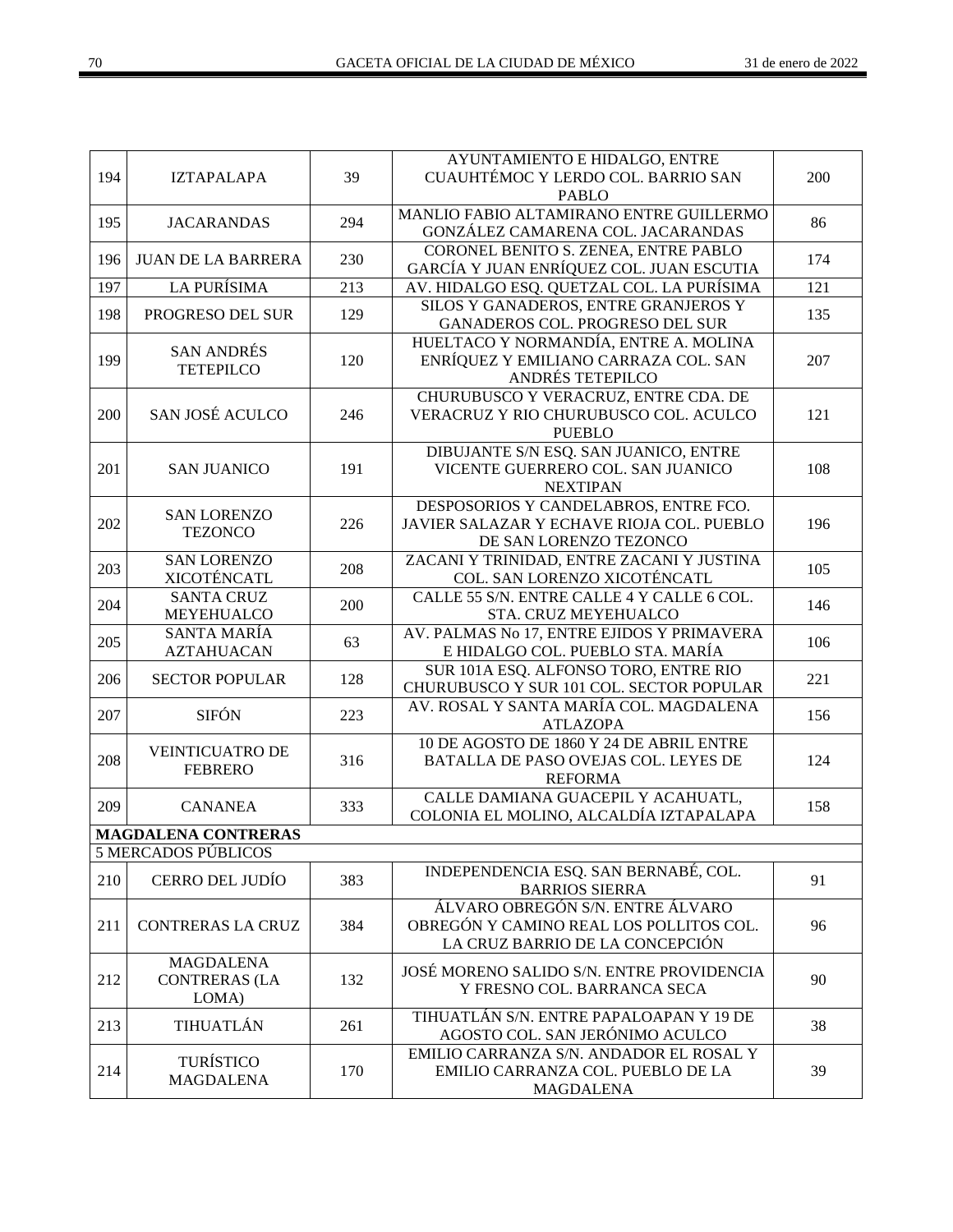| | | | | |
|---|---|---|---|---|
| 194 | IZTAPALAPA | 39 | AYUNTAMIENTO E HIDALGO, ENTRE CUAUHTÉMOC Y LERDO COL. BARRIO SAN PABLO | 200 |
| 195 | JACARANDAS | 294 | MANLIO FABIO ALTAMIRANO ENTRE GUILLERMO GONZÁLEZ CAMARENA COL. JACARANDAS | 86 |
| 196 | JUAN DE LA BARRERA | 230 | CORONEL BENITO S. ZENEA, ENTRE PABLO GARCÍA Y JUAN ENRÍQUEZ COL. JUAN ESCUTIA | 174 |
| 197 | LA PURÍSIMA | 213 | AV. HIDALGO ESQ. QUETZAL COL. LA PURÍSIMA | 121 |
| 198 | PROGRESO DEL SUR | 129 | SILOS Y GANADEROS, ENTRE GRANJEROS Y GANADEROS COL. PROGRESO DEL SUR | 135 |
| 199 | SAN ANDRÉS TETEPILCO | 120 | HUELTACO Y NORMANDÍA, ENTRE A. MOLINA ENRÍQUEZ Y EMILIANO CARRAZA COL. SAN ANDRÉS TETEPILCO | 207 |
| 200 | SAN JOSÉ ACULCO | 246 | CHURUBUSCO Y VERACRUZ, ENTRE CDA. DE VERACRUZ Y RIO CHURUBUSCO COL. ACULCO PUEBLO | 121 |
| 201 | SAN JUANICO | 191 | DIBUJANTE S/N ESQ. SAN JUANICO, ENTRE VICENTE GUERRERO COL. SAN JUANICO NEXTIPAN | 108 |
| 202 | SAN LORENZO TEZONCO | 226 | DESPOSORIOS Y CANDELABROS, ENTRE FCO. JAVIER SALAZAR Y ECHAVE RIOJA COL. PUEBLO DE SAN LORENZO TEZONCO | 196 |
| 203 | SAN LORENZO XICOTÉNCATL | 208 | ZACANI Y TRINIDAD, ENTRE ZACANI Y JUSTINA COL. SAN LORENZO XICOTÉNCATL | 105 |
| 204 | SANTA CRUZ MEYEHUALCO | 200 | CALLE 55 S/N. ENTRE CALLE 4 Y CALLE 6 COL. STA. CRUZ MEYEHUALCO | 146 |
| 205 | SANTA MARÍA AZTAHUACAN | 63 | AV. PALMAS No 17, ENTRE EJIDOS Y PRIMAVERA E HIDALGO COL. PUEBLO STA. MARÍA | 106 |
| 206 | SECTOR POPULAR | 128 | SUR 101A ESQ. ALFONSO TORO, ENTRE RIO CHURUBUSCO Y SUR 101 COL. SECTOR POPULAR | 221 |
| 207 | SIFÓN | 223 | AV. ROSAL Y SANTA MARÍA COL. MAGDALENA ATLAZOPA | 156 |
| 208 | VEINTICUATRO DE FEBRERO | 316 | 10 DE AGOSTO DE 1860 Y 24 DE ABRIL ENTRE BATALLA DE PASO OVEJAS COL. LEYES DE REFORMA | 124 |
| 209 | CANANEA | 333 | CALLE DAMIANA GUACEPIL Y ACAHUATL, COLONIA EL MOLINO, ALCALDÍA IZTAPALAPA | 158 |
| **MAGDALENA CONTRERAS** | | | | |
| 5 MERCADOS PÚBLICOS | | | | |
| 210 | CERRO DEL JUDÍO | 383 | INDEPENDENCIA ESQ. SAN BERNABÉ, COL. BARRIOS SIERRA | 91 |
| 211 | CONTRERAS LA CRUZ | 384 | ÁLVARO OBREGÓN S/N. ENTRE ÁLVARO OBREGÓN Y CAMINO REAL LOS POLLITOS COL. LA CRUZ BARRIO DE LA CONCEPCIÓN | 96 |
| 212 | MAGDALENA CONTRERAS (LA LOMA) | 132 | JOSÉ MORENO SALIDO S/N. ENTRE PROVIDENCIA Y FRESNO COL. BARRANCA SECA | 90 |
| 213 | TIHUATLÁN | 261 | TIHUATLÁN S/N. ENTRE PAPALOAPAN Y 19 DE AGOSTO COL. SAN JERÓNIMO ACULCO | 38 |
| 214 | TURÍSTICO MAGDALENA | 170 | EMILIO CARRANZA S/N. ANDADOR EL ROSAL Y EMILIO CARRANZA COL. PUEBLO DE LA MAGDALENA | 39 |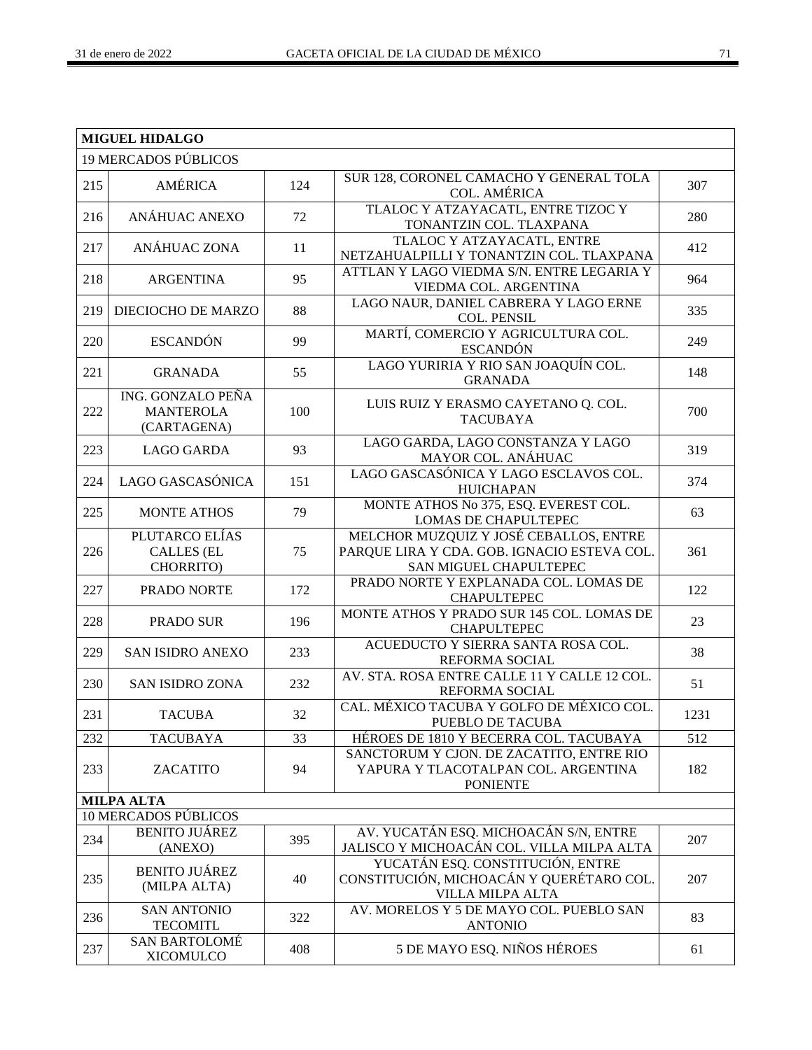| MIGUEL HIDALGO | | | | |
|---|---|---|---|---|
| 19 MERCADOS PÚBLICOS | | | | |
| 215 | AMÉRICA | 124 | SUR 128, CORONEL CAMACHO Y GENERAL TOLA COL. AMÉRICA | 307 |
| 216 | ANÁHUAC ANEXO | 72 | TLALOC Y ATZAYACATL, ENTRE TIZOC Y TONANTZIN COL. TLAXPANA | 280 |
| 217 | ANÁHUAC ZONA | 11 | TLALOC Y ATZAYACATL, ENTRE NETZAHUALPILLI Y TONANTZIN COL. TLAXPANA | 412 |
| 218 | ARGENTINA | 95 | ATTLAN Y LAGO VIEDMA S/N. ENTRE LEGARIA Y VIEDMA COL. ARGENTINA | 964 |
| 219 | DIECIOCHO DE MARZO | 88 | LAGO NAUR, DANIEL CABRERA Y LAGO ERNE COL. PENSIL | 335 |
| 220 | ESCANDÓN | 99 | MARTÍ, COMERCIO Y AGRICULTURA COL. ESCANDÓN | 249 |
| 221 | GRANADA | 55 | LAGO YURIRIA Y RIO SAN JOAQUÍN COL. GRANADA | 148 |
| 222 | ING. GONZALO PEÑA MANTEROLA (CARTAGENA) | 100 | LUIS RUIZ Y ERASMO CAYETANO Q. COL. TACUBAYA | 700 |
| 223 | LAGO GARDA | 93 | LAGO GARDA, LAGO CONSTANZA Y LAGO MAYOR COL. ANÁHUAC | 319 |
| 224 | LAGO GASCASÓNICA | 151 | LAGO GASCASÓNICA Y LAGO ESCLAVOS COL. HUICHAPAN | 374 |
| 225 | MONTE ATHOS | 79 | MONTE ATHOS No 375, ESQ. EVEREST COL. LOMAS DE CHAPULTEPEC | 63 |
| 226 | PLUTARCO ELÍAS CALLES (EL CHORRITO) | 75 | MELCHOR MUZQUIZ Y JOSÉ CEBALLOS, ENTRE PARQUE LIRA Y CDA. GOB. IGNACIO ESTEVA COL. SAN MIGUEL CHAPULTEPEC | 361 |
| 227 | PRADO NORTE | 172 | PRADO NORTE Y EXPLANADA COL. LOMAS DE CHAPULTEPEC | 122 |
| 228 | PRADO SUR | 196 | MONTE ATHOS Y PRADO SUR 145 COL. LOMAS DE CHAPULTEPEC | 23 |
| 229 | SAN ISIDRO ANEXO | 233 | ACUEDUCTO Y SIERRA SANTA ROSA COL. REFORMA SOCIAL | 38 |
| 230 | SAN ISIDRO ZONA | 232 | AV. STA. ROSA ENTRE CALLE 11 Y CALLE 12 COL. REFORMA SOCIAL | 51 |
| 231 | TACUBA | 32 | CAL. MÉXICO TACUBA Y GOLFO DE MÉXICO COL. PUEBLO DE TACUBA | 1231 |
| 232 | TACUBAYA | 33 | HÉROES DE 1810 Y BECERRA COL. TACUBAYA | 512 |
| 233 | ZACATITO | 94 | SANCTORUM Y CJON. DE ZACATITO, ENTRE RIO YAPURA Y TLACOTALPAN COL. ARGENTINA PONIENTE | 182 |
| **MILPA ALTA** | | | | |
| 10 MERCADOS PÚBLICOS | | | | |
| 234 | BENITO JUÁREZ (ANEXO) | 395 | AV. YUCATÁN ESQ. MICHOACÁN S/N, ENTRE JALISCO Y MICHOACÁN COL. VILLA MILPA ALTA | 207 |
| 235 | BENITO JUÁREZ (MILPA ALTA) | 40 | YUCATÁN ESQ. CONSTITUCIÓN, ENTRE CONSTITUCIÓN, MICHOACÁN Y QUERÉTARO COL. VILLA MILPA ALTA | 207 |
| 236 | SAN ANTONIO TECOMITL | 322 | AV. MORELOS Y 5 DE MAYO COL. PUEBLO SAN ANTONIO | 83 |
| 237 | SAN BARTOLOMÉ XICOMULCO | 408 | 5 DE MAYO ESQ. NIÑOS HÉROES | 61 |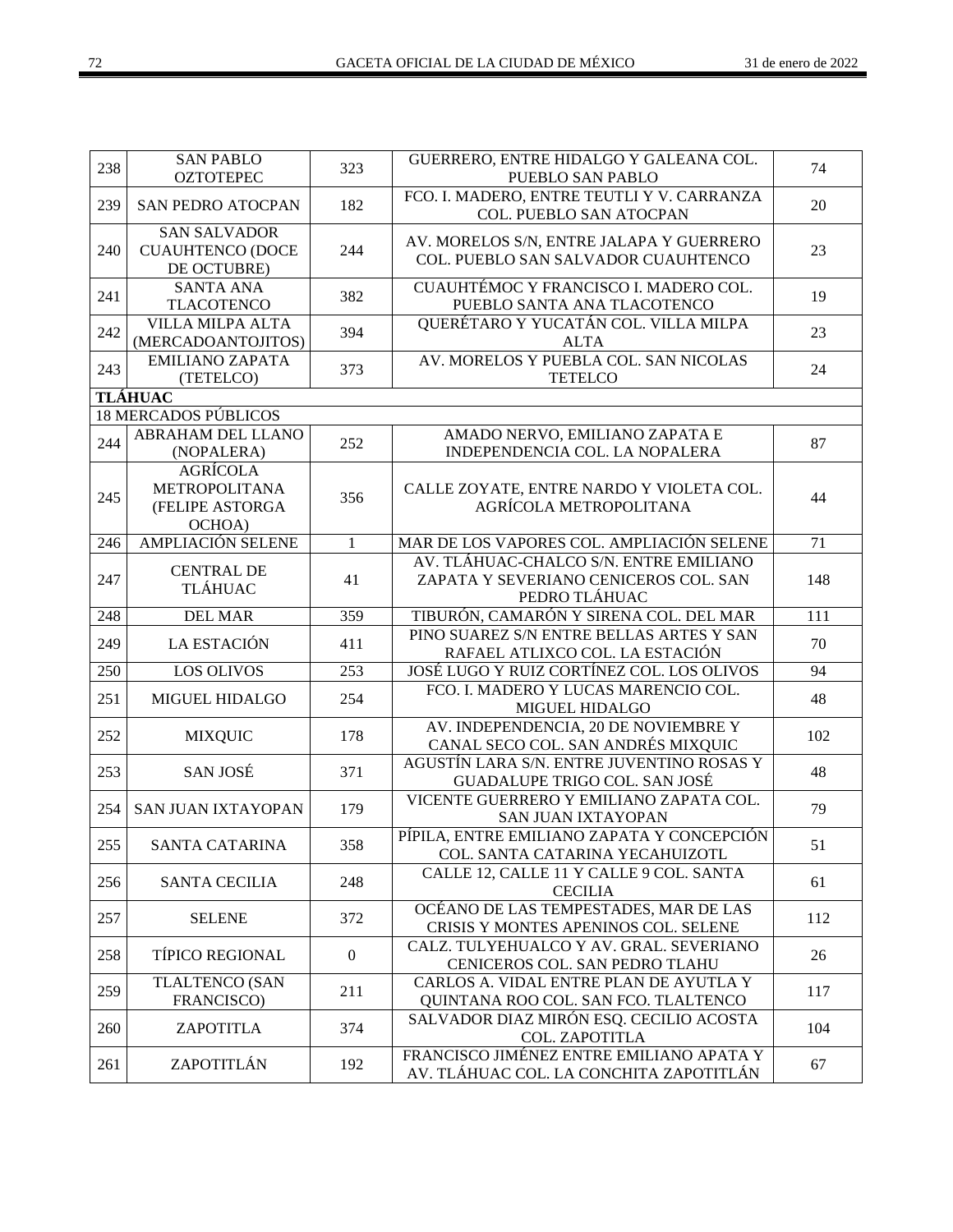| | | | | |
|---|---|---|---|---|
| 238 | SAN PABLO OZTOTEPEC | 323 | GUERRERO, ENTRE HIDALGO Y GALEANA COL. PUEBLO SAN PABLO | 74 |
| 239 | SAN PEDRO ATOCPAN | 182 | FCO. I. MADERO, ENTRE TEUTLI Y V. CARRANZA COL. PUEBLO SAN ATOCPAN | 20 |
| 240 | SAN SALVADOR CUAUHTENCO (DOCE DE OCTUBRE) | 244 | AV. MORELOS S/N, ENTRE JALAPA Y GUERRERO COL. PUEBLO SAN SALVADOR CUAUHTENCO | 23 |
| 241 | SANTA ANA TLACOTENCO | 382 | CUAUHTÉMOC Y FRANCISCO I. MADERO COL. PUEBLO SANTA ANA TLACOTENCO | 19 |
| 242 | VILLA MILPA ALTA (MERCADOANTOJITOS) | 394 | QUERÉTARO Y YUCATÁN COL. VILLA MILPA ALTA | 23 |
| 243 | EMILIANO ZAPATA (TETELCO) | 373 | AV. MORELOS Y PUEBLA COL. SAN NICOLAS TETELCO | 24 |
| **TLÁHUAC** | | | | |
| 18 MERCADOS PÚBLICOS | | | | |
| 244 | ABRAHAM DEL LLANO (NOPALERA) | 252 | AMADO NERVO, EMILIANO ZAPATA E INDEPENDENCIA COL. LA NOPALERA | 87 |
| 245 | AGRÍCOLA METROPOLITANA (FELIPE ASTORGA OCHOA) | 356 | CALLE ZOYATE, ENTRE NARDO Y VIOLETA COL. AGRÍCOLA METROPOLITANA | 44 |
| 246 | AMPLIACIÓN SELENE | 1 | MAR DE LOS VAPORES COL. AMPLIACIÓN SELENE | 71 |
| 247 | CENTRAL DE TLÁHUAC | 41 | AV. TLÁHUAC-CHALCO S/N. ENTRE EMILIANO ZAPATA Y SEVERIANO CENICEROS COL. SAN PEDRO TLÁHUAC | 148 |
| 248 | DEL MAR | 359 | TIBURÓN, CAMARÓN Y SIRENA COL. DEL MAR | 111 |
| 249 | LA ESTACIÓN | 411 | PINO SUAREZ S/N ENTRE BELLAS ARTES Y SAN RAFAEL ATLIXCO COL. LA ESTACIÓN | 70 |
| 250 | LOS OLIVOS | 253 | JOSÉ LUGO Y RUIZ CORTÍNEZ COL. LOS OLIVOS | 94 |
| 251 | MIGUEL HIDALGO | 254 | FCO. I. MADERO Y LUCAS MARENCIO COL. MIGUEL HIDALGO | 48 |
| 252 | MIXQUIC | 178 | AV. INDEPENDENCIA, 20 DE NOVIEMBRE Y CANAL SECO COL. SAN ANDRÉS MIXQUIC | 102 |
| 253 | SAN JOSÉ | 371 | AGUSTÍN LARA S/N. ENTRE JUVENTINO ROSAS Y GUADALUPE TRIGO COL. SAN JOSÉ | 48 |
| 254 | SAN JUAN IXTAYOPAN | 179 | VICENTE GUERRERO Y EMILIANO ZAPATA COL. SAN JUAN IXTAYOPAN | 79 |
| 255 | SANTA CATARINA | 358 | PÍPILA, ENTRE EMILIANO ZAPATA Y CONCEPCIÓN COL. SANTA CATARINA YECAHUIZOTL | 51 |
| 256 | SANTA CECILIA | 248 | CALLE 12, CALLE 11 Y CALLE 9 COL. SANTA CECILIA | 61 |
| 257 | SELENE | 372 | OCÉANO DE LAS TEMPESTADES, MAR DE LAS CRISIS Y MONTES APENINOS COL. SELENE | 112 |
| 258 | TÍPICO REGIONAL | 0 | CALZ. TULYEHUALCO Y AV. GRAL. SEVERIANO CENICEROS COL. SAN PEDRO TLAHU | 26 |
| 259 | TLALTENCO (SAN FRANCISCO) | 211 | CARLOS A. VIDAL ENTRE PLAN DE AYUTLA Y QUINTANA ROO COL. SAN FCO. TLALTENCO | 117 |
| 260 | ZAPOTITLA | 374 | SALVADOR DIAZ MIRÓN ESQ. CECILIO ACOSTA COL. ZAPOTITLA | 104 |
| 261 | ZAPOTITLÁN | 192 | FRANCISCO JIMÉNEZ ENTRE EMILIANO APATA Y AV. TLÁHUAC COL. LA CONCHITA ZAPOTITLÁN | 67 |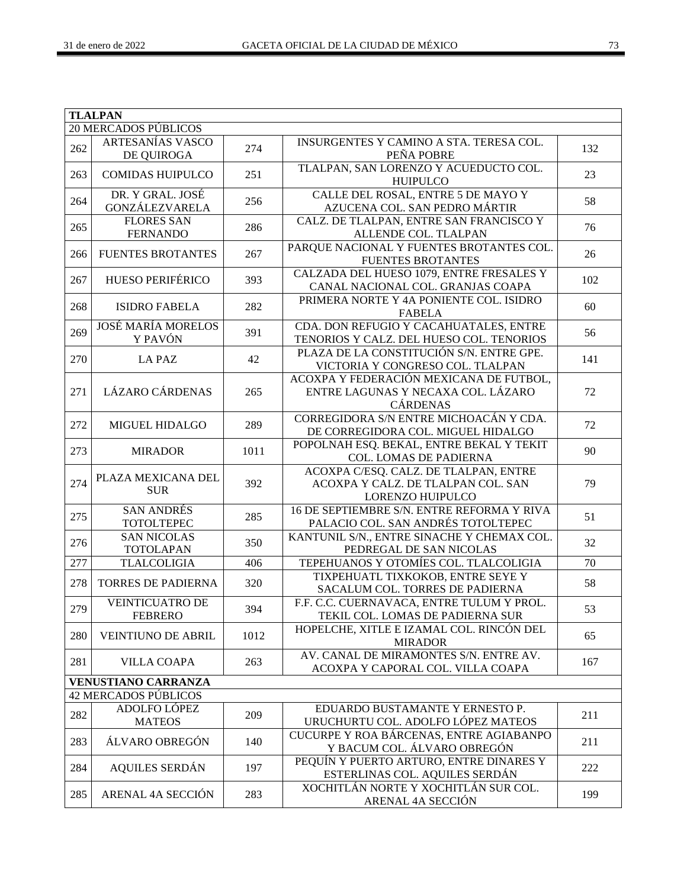| TLALPAN | | | | |
|---|---|---|---|---|
| 20 MERCADOS PÚBLICOS | | | | |
| 262 | ARTESANÍAS VASCO DE QUIROGA | 274 | INSURGENTES Y CAMINO A STA. TERESA COL. PEÑA POBRE | 132 |
| 263 | COMIDAS HUIPULCO | 251 | TLALPAN, SAN LORENZO Y ACUEDUCTO COL. HUIPULCO | 23 |
| 264 | DR. Y GRAL. JOSÉ GONZÁLEZVARELA | 256 | CALLE DEL ROSAL, ENTRE 5 DE MAYO Y AZUCENA COL. SAN PEDRO MÁRTIR | 58 |
| 265 | FLORES SAN FERNANDO | 286 | CALZ. DE TLALPAN, ENTRE SAN FRANCISCO Y ALLENDE COL. TLALPAN | 76 |
| 266 | FUENTES BROTANTES | 267 | PARQUE NACIONAL Y FUENTES BROTANTES COL. FUENTES BROTANTES | 26 |
| 267 | HUESO PERIFÉRICO | 393 | CALZADA DEL HUESO 1079, ENTRE FRESALES Y CANAL NACIONAL COL. GRANJAS COAPA | 102 |
| 268 | ISIDRO FABELA | 282 | PRIMERA NORTE Y 4A PONIENTE COL. ISIDRO FABELA | 60 |
| 269 | JOSÉ MARÍA MORELOS Y PAVÓN | 391 | CDA. DON REFUGIO Y CACAHUATALES, ENTRE TENORIOS Y CALZ. DEL HUESO COL. TENORIOS | 56 |
| 270 | LA PAZ | 42 | PLAZA DE LA CONSTITUCIÓN S/N. ENTRE GPE. VICTORIA Y CONGRESO COL. TLALPAN | 141 |
| 271 | LÁZARO CÁRDENAS | 265 | ACOXPA Y FEDERACIÓN MEXICANA DE FUTBOL, ENTRE LAGUNAS Y NECAXA COL. LÁZARO CÁRDENAS | 72 |
| 272 | MIGUEL HIDALGO | 289 | CORREGIDORA S/N ENTRE MICHOACÁN Y CDA. DE CORREGIDORA COL. MIGUEL HIDALGO | 72 |
| 273 | MIRADOR | 1011 | POPOLNAH ESQ. BEKAL, ENTRE BEKAL Y TEKIT COL. LOMAS DE PADIERNA | 90 |
| 274 | PLAZA MEXICANA DEL SUR | 392 | ACOXPA C/ESQ. CALZ. DE TLALPAN, ENTRE ACOXPA Y CALZ. DE TLALPAN COL. SAN LORENZO HUIPULCO | 79 |
| 275 | SAN ANDRÉS TOTOLTEPEC | 285 | 16 DE SEPTIEMBRE S/N. ENTRE REFORMA Y RIVA PALACIO COL. SAN ANDRÉS TOTOLTEPEC | 51 |
| 276 | SAN NICOLAS TOTOLAPAN | 350 | KANTUNIL S/N., ENTRE SINACHE Y CHEMAX COL. PEDREGAL DE SAN NICOLAS | 32 |
| 277 | TLALCOLIGIA | 406 | TEPEHUANOS Y OTOMÍES COL. TLALCOLIGIA | 70 |
| 278 | TORRES DE PADIERNA | 320 | TIXPEHUATL TIXKOKOB, ENTRE SEYE Y SACALUM COL. TORRES DE PADIERNA | 58 |
| 279 | VEINTICUATRO DE FEBRERO | 394 | F.F. C.C. CUERNAVACA, ENTRE TULUM Y PROL. TEKIL COL. LOMAS DE PADIERNA SUR | 53 |
| 280 | VEINTIUNO DE ABRIL | 1012 | HOPELCHE, XITLE E IZAMAL COL. RINCÓN DEL MIRADOR | 65 |
| 281 | VILLA COAPA | 263 | AV. CANAL DE MIRAMONTES S/N. ENTRE AV. ACOXPA Y CAPORAL COL. VILLA COAPA | 167 |
| **VENUSTIANO CARRANZA** | | | | |
| 42 MERCADOS PÚBLICOS | | | | |
| 282 | ADOLFO LÓPEZ MATEOS | 209 | EDUARDO BUSTAMANTE Y ERNESTO P. URUCHURTU COL. ADOLFO LÓPEZ MATEOS | 211 |
| 283 | ÁLVARO OBREGÓN | 140 | CUCURPE Y ROA BÁRCENAS, ENTRE AGIABANPO Y BACUM COL. ÁLVARO OBREGÓN | 211 |
| 284 | AQUILES SERDÁN | 197 | PEQUÍN Y PUERTO ARTURO, ENTRE DINARES Y ESTERLINAS COL. AQUILES SERDÁN | 222 |
| 285 | ARENAL 4A SECCIÓN | 283 | XOCHITLÁN NORTE Y XOCHITLÁN SUR COL. ARENAL 4A SECCIÓN | 199 |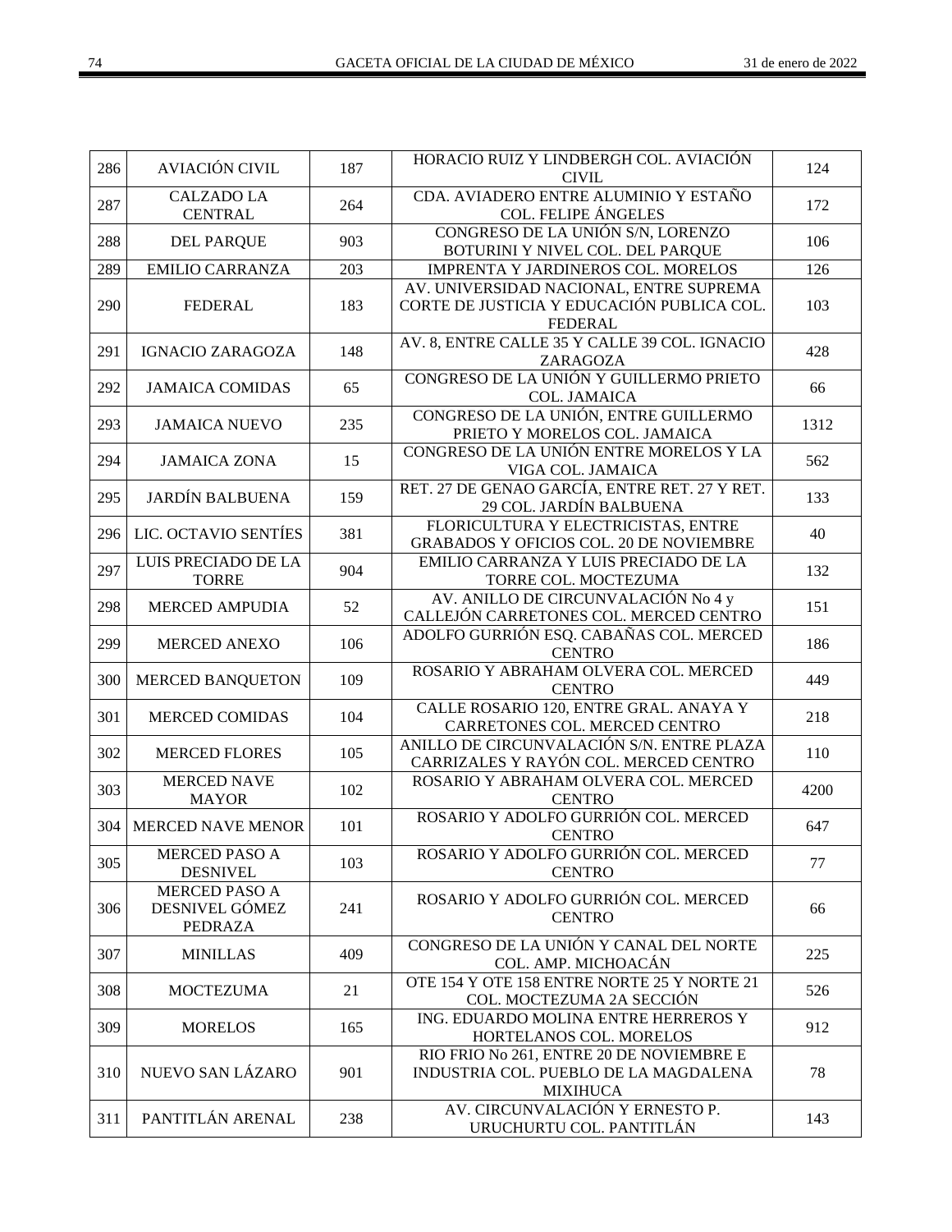| | | | | |
|---|---|---|---|---|
| 286 | AVIACIÓN CIVIL | 187 | HORACIO RUIZ Y LINDBERGH COL. AVIACIÓN CIVIL | 124 |
| 287 | CALZADO LA CENTRAL | 264 | CDA. AVIADERO ENTRE ALUMINIO Y ESTAÑO COL. FELIPE ÁNGELES | 172 |
| 288 | DEL PARQUE | 903 | CONGRESO DE LA UNIÓN S/N, LORENZO BOTURINI Y NIVEL COL. DEL PARQUE | 106 |
| 289 | EMILIO CARRANZA | 203 | IMPRENTA Y JARDINEROS COL. MORELOS | 126 |
| 290 | FEDERAL | 183 | AV. UNIVERSIDAD NACIONAL, ENTRE SUPREMA CORTE DE JUSTICIA Y EDUCACIÓN PUBLICA COL. FEDERAL | 103 |
| 291 | IGNACIO ZARAGOZA | 148 | AV. 8, ENTRE CALLE 35 Y CALLE 39 COL. IGNACIO ZARAGOZA | 428 |
| 292 | JAMAICA COMIDAS | 65 | CONGRESO DE LA UNIÓN Y GUILLERMO PRIETO COL. JAMAICA | 66 |
| 293 | JAMAICA NUEVO | 235 | CONGRESO DE LA UNIÓN, ENTRE GUILLERMO PRIETO Y MORELOS COL. JAMAICA | 1312 |
| 294 | JAMAICA ZONA | 15 | CONGRESO DE LA UNIÓN ENTRE MORELOS Y LA VIGA COL. JAMAICA | 562 |
| 295 | JARDÍN BALBUENA | 159 | RET. 27 DE GENAO GARCÍA, ENTRE RET. 27 Y RET. 29 COL. JARDÍN BALBUENA | 133 |
| 296 | LIC. OCTAVIO SENTÍES | 381 | FLORICULTURA Y ELECTRICISTAS, ENTRE GRABADOS Y OFICIOS COL. 20 DE NOVIEMBRE | 40 |
| 297 | LUIS PRECIADO DE LA TORRE | 904 | EMILIO CARRANZA Y LUIS PRECIADO DE LA TORRE COL. MOCTEZUMA | 132 |
| 298 | MERCED AMPUDIA | 52 | AV. ANILLO DE CIRCUNVALACIÓN No 4 y CALLEJÓN CARRETONES COL. MERCED CENTRO | 151 |
| 299 | MERCED ANEXO | 106 | ADOLFO GURRIÓN ESQ. CABAÑAS COL. MERCED CENTRO | 186 |
| 300 | MERCED BANQUETON | 109 | ROSARIO Y ABRAHAM OLVERA COL. MERCED CENTRO | 449 |
| 301 | MERCED COMIDAS | 104 | CALLE ROSARIO 120, ENTRE GRAL. ANAYA Y CARRETONES COL. MERCED CENTRO | 218 |
| 302 | MERCED FLORES | 105 | ANILLO DE CIRCUNVALACIÓN S/N. ENTRE PLAZA CARRIZALES Y RAYÓN COL. MERCED CENTRO | 110 |
| 303 | MERCED NAVE MAYOR | 102 | ROSARIO Y ABRAHAM OLVERA COL. MERCED CENTRO | 4200 |
| 304 | MERCED NAVE MENOR | 101 | ROSARIO Y ADOLFO GURRIÓN COL. MERCED CENTRO | 647 |
| 305 | MERCED PASO A DESNIVEL | 103 | ROSARIO Y ADOLFO GURRIÓN COL. MERCED CENTRO | 77 |
| 306 | MERCED PASO A DESNIVEL GÓMEZ PEDRAZA | 241 | ROSARIO Y ADOLFO GURRIÓN COL. MERCED CENTRO | 66 |
| 307 | MINILLAS | 409 | CONGRESO DE LA UNIÓN Y CANAL DEL NORTE COL. AMP. MICHOACÁN | 225 |
| 308 | MOCTEZUMA | 21 | OTE 154 Y OTE 158 ENTRE NORTE 25 Y NORTE 21 COL. MOCTEZUMA 2A SECCIÓN | 526 |
| 309 | MORELOS | 165 | ING. EDUARDO MOLINA ENTRE HERREROS Y HORTELANOS COL. MORELOS | 912 |
| 310 | NUEVO SAN LÁZARO | 901 | RIO FRIO No 261, ENTRE 20 DE NOVIEMBRE E INDUSTRIA COL. PUEBLO DE LA MAGDALENA MIXIHUCA | 78 |
| 311 | PANTITLÁN ARENAL | 238 | AV. CIRCUNVALACIÓN Y ERNESTO P. URUCHURTU COL. PANTITLÁN | 143 |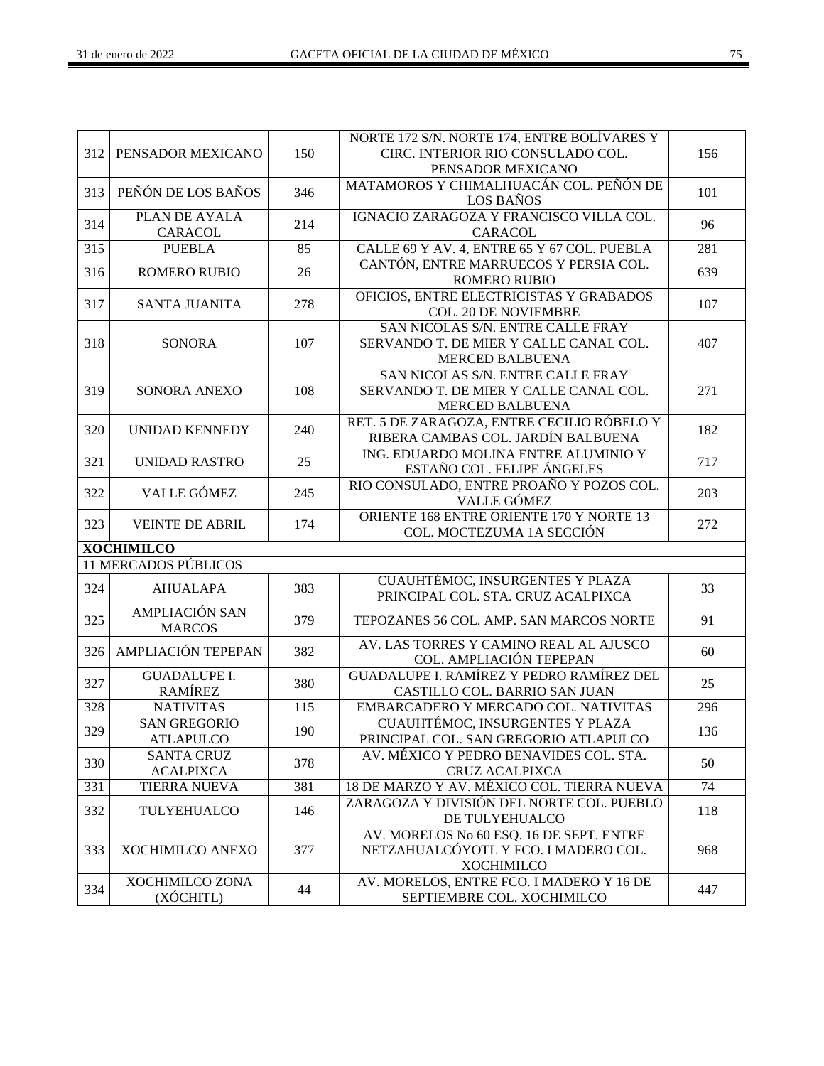| | | | | |
|---|---|---|---|---|
| 312 | PENSADOR MEXICANO | 150 | NORTE 172 S/N. NORTE 174, ENTRE BOLÍVARES Y CIRC. INTERIOR RIO CONSULADO COL. PENSADOR MEXICANO | 156 |
| 313 | PEÑÓN DE LOS BAÑOS | 346 | MATAMOROS Y CHIMALHUACÁN COL. PEÑÓN DE LOS BAÑOS | 101 |
| 314 | PLAN DE AYALA CARACOL | 214 | IGNACIO ZARAGOZA Y FRANCISCO VILLA COL. CARACOL | 96 |
| 315 | PUEBLA | 85 | CALLE 69 Y AV. 4, ENTRE 65 Y 67 COL. PUEBLA | 281 |
| 316 | ROMERO RUBIO | 26 | CANTÓN, ENTRE MARRUECOS Y PERSIA COL. ROMERO RUBIO | 639 |
| 317 | SANTA JUANITA | 278 | OFICIOS, ENTRE ELECTRICISTAS Y GRABADOS COL. 20 DE NOVIEMBRE | 107 |
| 318 | SONORA | 107 | SAN NICOLAS S/N. ENTRE CALLE FRAY SERVANDO T. DE MIER Y CALLE CANAL COL. MERCED BALBUENA | 407 |
| 319 | SONORA ANEXO | 108 | SAN NICOLAS S/N. ENTRE CALLE FRAY SERVANDO T. DE MIER Y CALLE CANAL COL. MERCED BALBUENA | 271 |
| 320 | UNIDAD KENNEDY | 240 | RET. 5 DE ZARAGOZA, ENTRE CECILIO RÓBELO Y RIBERA CAMBAS COL. JARDÍN BALBUENA | 182 |
| 321 | UNIDAD RASTRO | 25 | ING. EDUARDO MOLINA ENTRE ALUMINIO Y ESTAÑO COL. FELIPE ÁNGELES | 717 |
| 322 | VALLE GÓMEZ | 245 | RIO CONSULADO, ENTRE PROAÑO Y POZOS COL. VALLE GÓMEZ | 203 |
| 323 | VEINTE DE ABRIL | 174 | ORIENTE 168 ENTRE ORIENTE 170 Y NORTE 13 COL. MOCTEZUMA 1A SECCIÓN | 272 |
| **XOCHIMILCO** | | | | |
| 11 MERCADOS PÚBLICOS | | | | |
| 324 | AHUALAPA | 383 | CUAUHTÉMOC, INSURGENTES Y PLAZA PRINCIPAL COL. STA. CRUZ ACALPIXCA | 33 |
| 325 | AMPLIACIÓN SAN MARCOS | 379 | TEPOZANES 56 COL. AMP. SAN MARCOS NORTE | 91 |
| 326 | AMPLIACIÓN TEPEPAN | 382 | AV. LAS TORRES Y CAMINO REAL AL AJUSCO COL. AMPLIACIÓN TEPEPAN | 60 |
| 327 | GUADALUPE I. RAMÍREZ | 380 | GUADALUPE I. RAMÍREZ Y PEDRO RAMÍREZ DEL CASTILLO COL. BARRIO SAN JUAN | 25 |
| 328 | NATIVITAS | 115 | EMBARCADERO Y MERCADO COL. NATIVITAS | 296 |
| 329 | SAN GREGORIO ATLAPULCO | 190 | CUAUHTÉMOC, INSURGENTES Y PLAZA PRINCIPAL COL. SAN GREGORIO ATLAPULCO | 136 |
| 330 | SANTA CRUZ ACALPIXCA | 378 | AV. MÉXICO Y PEDRO BENAVIDES COL. STA. CRUZ ACALPIXCA | 50 |
| 331 | TIERRA NUEVA | 381 | 18 DE MARZO Y AV. MÉXICO COL. TIERRA NUEVA | 74 |
| 332 | TULYEHUALCO | 146 | ZARAGOZA Y DIVISIÓN DEL NORTE COL. PUEBLO DE TULYEHUALCO | 118 |
| 333 | XOCHIMILCO ANEXO | 377 | AV. MORELOS No 60 ESQ. 16 DE SEPT. ENTRE NETZAHUALCÓYOTL Y FCO. I MADERO COL. XOCHIMILCO | 968 |
| 334 | XOCHIMILCO ZONA (XÓCHITL) | 44 | AV. MORELOS, ENTRE FCO. I MADERO Y 16 DE SEPTIEMBRE COL. XOCHIMILCO | 447 |